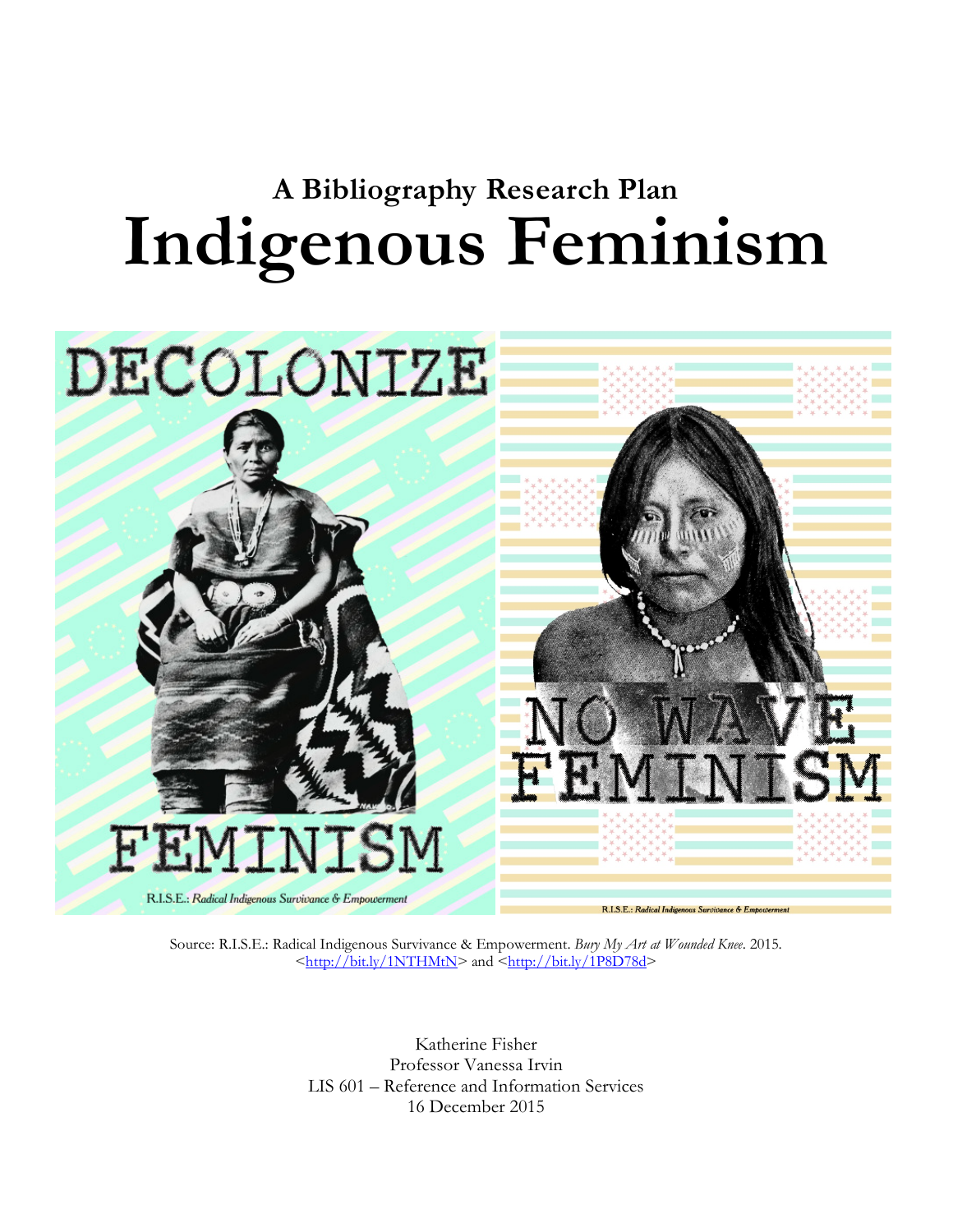# A Bibliography Research Plan

# Indigenous Feminism

Source: R.I.S.E.: Radical Indigenous Survivance & Empowerment. *Bury My Art at Wounded Knee*. 2015. <http://bit.ly/1NTHMtN> and <http://bit.ly/1P8D78d>

Katherine Fisher  
Professor Vanessa Irvin  
LIS 601 – Reference and Information Services  
16 December 2015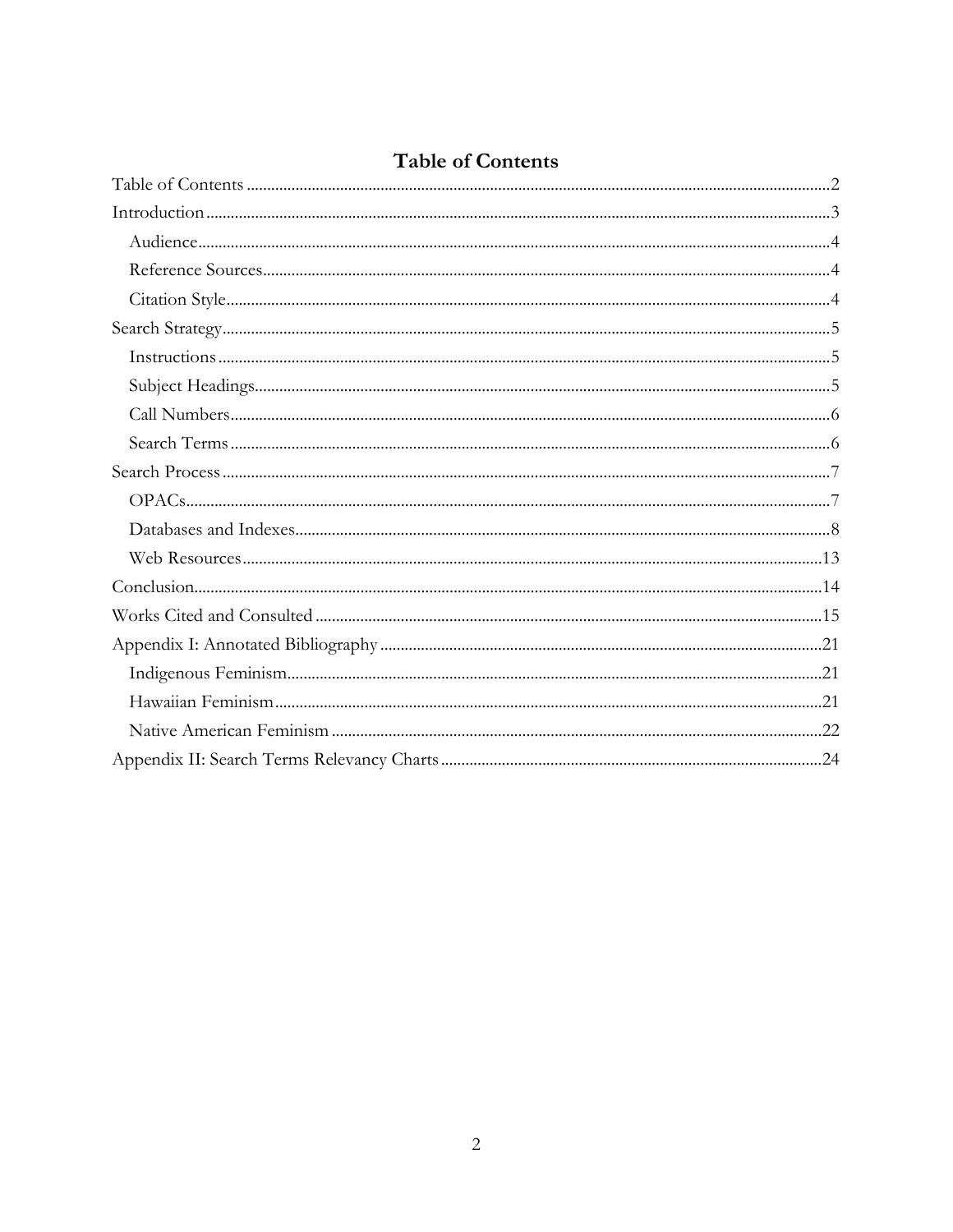# Table of Contents

Table of Contents ........................................................................................................................2

Introduction ...................................................................................................................................3

- Audience ...................................................................................................................................4
- Reference Sources ....................................................................................................................4
- Citation Style ............................................................................................................................4

Search Strategy ..............................................................................................................................5

- Instructions ...............................................................................................................................5
- Subject Headings .......................................................................................................................5
- Call Numbers .............................................................................................................................6
- Search Terms .............................................................................................................................6

Search Process ...............................................................................................................................7

- OPACs .......................................................................................................................................7
- Databases and Indexes ..............................................................................................................8
- Web Resources ........................................................................................................................13

Conclusion ...................................................................................................................................14

Works Cited and Consulted ........................................................................................................15

Appendix I: Annotated Bibliography ..........................................................................................21

- Indigenous Feminism ..............................................................................................................21
- Hawaiian Feminism .................................................................................................................21
- Native American Feminism ....................................................................................................22

Appendix II: Search Terms Relevancy Charts ............................................................................24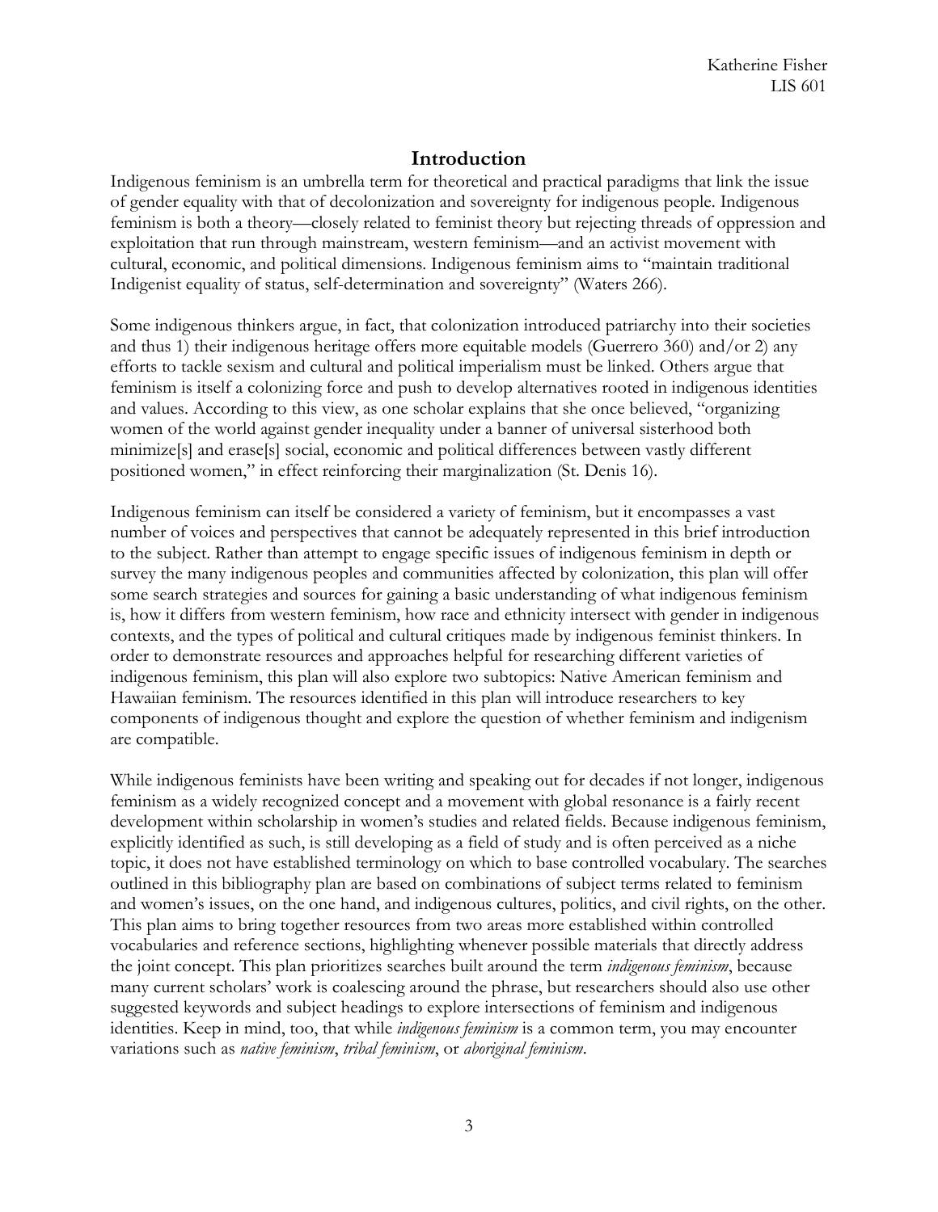## Introduction

Indigenous feminism is an umbrella term for theoretical and practical paradigms that link the issue of gender equality with that of decolonization and sovereignty for indigenous people. Indigenous feminism is both a theory—closely related to feminist theory but rejecting threads of oppression and exploitation that run through mainstream, western feminism—and an activist movement with cultural, economic, and political dimensions. Indigenous feminism aims to "maintain traditional Indigenist equality of status, self-determination and sovereignty" (Waters 266).

Some indigenous thinkers argue, in fact, that colonization introduced patriarchy into their societies and thus 1) their indigenous heritage offers more equitable models (Guerrero 360) and/or 2) any efforts to tackle sexism and cultural and political imperialism must be linked. Others argue that feminism is itself a colonizing force and push to develop alternatives rooted in indigenous identities and values. According to this view, as one scholar explains that she once believed, "organizing women of the world against gender inequality under a banner of universal sisterhood both minimize[s] and erase[s] social, economic and political differences between vastly different positioned women," in effect reinforcing their marginalization (St. Denis 16).

Indigenous feminism can itself be considered a variety of feminism, but it encompasses a vast number of voices and perspectives that cannot be adequately represented in this brief introduction to the subject. Rather than attempt to engage specific issues of indigenous feminism in depth or survey the many indigenous peoples and communities affected by colonization, this plan will offer some search strategies and sources for gaining a basic understanding of what indigenous feminism is, how it differs from western feminism, how race and ethnicity intersect with gender in indigenous contexts, and the types of political and cultural critiques made by indigenous feminist thinkers. In order to demonstrate resources and approaches helpful for researching different varieties of indigenous feminism, this plan will also explore two subtopics: Native American feminism and Hawaiian feminism. The resources identified in this plan will introduce researchers to key components of indigenous thought and explore the question of whether feminism and indigenism are compatible.

While indigenous feminists have been writing and speaking out for decades if not longer, indigenous feminism as a widely recognized concept and a movement with global resonance is a fairly recent development within scholarship in women's studies and related fields. Because indigenous feminism, explicitly identified as such, is still developing as a field of study and is often perceived as a niche topic, it does not have established terminology on which to base controlled vocabulary. The searches outlined in this bibliography plan are based on combinations of subject terms related to feminism and women's issues, on the one hand, and indigenous cultures, politics, and civil rights, on the other. This plan aims to bring together resources from two areas more established within controlled vocabularies and reference sections, highlighting whenever possible materials that directly address the joint concept. This plan prioritizes searches built around the term *indigenous feminism*, because many current scholars' work is coalescing around the phrase, but researchers should also use other suggested keywords and subject headings to explore intersections of feminism and indigenous identities. Keep in mind, too, that while *indigenous feminism* is a common term, you may encounter variations such as *native feminism*, *tribal feminism*, or *aboriginal feminism*.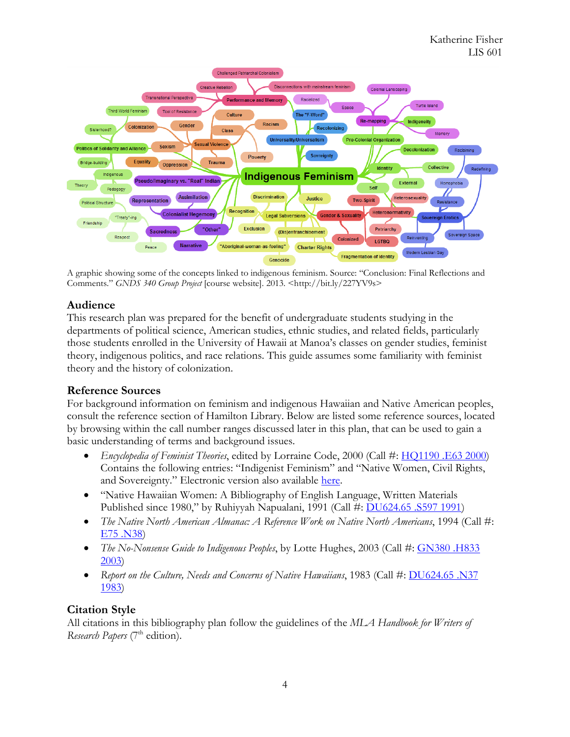A graphic showing some of the concepts linked to indigenous feminism. Source: "Conclusion: Final Reflections and Comments." *GNDS 340 Group Project* [course website]. 2013. <http://bit.ly/227YV9s>

## Audience

This research plan was prepared for the benefit of undergraduate students studying in the departments of political science, American studies, ethnic studies, and related fields, particularly those students enrolled in the University of Hawaii at Manoa's classes on gender studies, feminist theory, indigenous politics, and race relations. This guide assumes some familiarity with feminist theory and the history of colonization.

## Reference Sources

For background information on feminism and indigenous Hawaiian and Native American peoples, consult the reference section of Hamilton Library. Below are listed some reference sources, located by browsing within the call number ranges discussed later in this plan, that can be used to gain a basic understanding of terms and background issues.

- *Encyclopedia of Feminist Theories*, edited by Lorraine Code, 2000 (Call #: HQ1190 .E63 2000) Contains the following entries: "Indigenist Feminism" and "Native Women, Civil Rights, and Sovereignty." Electronic version also available here.
- "Native Hawaiian Women: A Bibliography of English Language, Written Materials Published since 1980," by Ruhiyyah Napualani, 1991 (Call #: DU624.65 .S597 1991)
- *The Native North American Almanac: A Reference Work on Native North Americans*, 1994 (Call #: E75 .N38)
- *The No-Nonsense Guide to Indigenous Peoples*, by Lotte Hughes, 2003 (Call #: GN380 .H833 2003)
- *Report on the Culture, Needs and Concerns of Native Hawaiians*, 1983 (Call #: DU624.65 .N37 1983)

## Citation Style

All citations in this bibliography plan follow the guidelines of the *MLA Handbook for Writers of Research Papers* (7th edition).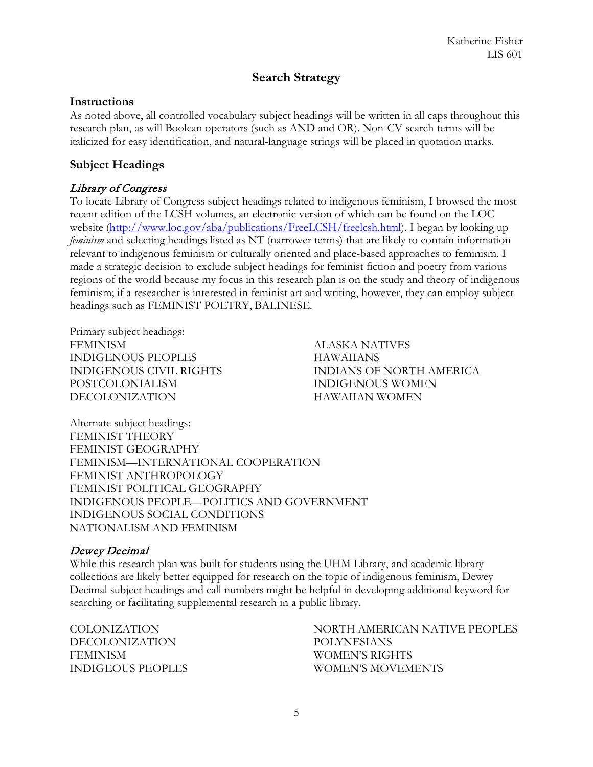# Search Strategy

## Instructions

As noted above, all controlled vocabulary subject headings will be written in all caps throughout this research plan, as will Boolean operators (such as AND and OR). Non-CV search terms will be italicized for easy identification, and natural-language strings will be placed in quotation marks.

## Subject Headings

### *Library of Congress*

To locate Library of Congress subject headings related to indigenous feminism, I browsed the most recent edition of the LCSH volumes, an electronic version of which can be found on the LOC website (http://www.loc.gov/aba/publications/FreeLCSH/freelcsh.html). I began by looking up *feminism* and selecting headings listed as NT (narrower terms) that are likely to contain information relevant to indigenous feminism or culturally oriented and place-based approaches to feminism. I made a strategic decision to exclude subject headings for feminist fiction and poetry from various regions of the world because my focus in this research plan is on the study and theory of indigenous feminism; if a researcher is interested in feminist art and writing, however, they can employ subject headings such as FEMINIST POETRY, BALINESE.

Primary subject headings:

FEMINISM
INDIGENOUS PEOPLES
INDIGENOUS CIVIL RIGHTS
POSTCOLONIALISM
DECOLONIZATION
ALASKA NATIVES
HAWAIIANS
INDIANS OF NORTH AMERICA
INDIGENOUS WOMEN
HAWAIIAN WOMEN

Alternate subject headings:

FEMINIST THEORY
FEMINIST GEOGRAPHY
FEMINISM—INTERNATIONAL COOPERATION
FEMINIST ANTHROPOLOGY
FEMINIST POLITICAL GEOGRAPHY
INDIGENOUS PEOPLE—POLITICS AND GOVERNMENT
INDIGENOUS SOCIAL CONDITIONS
NATIONALISM AND FEMINISM

### *Dewey Decimal*

While this research plan was built for students using the UHM Library, and academic library collections are likely better equipped for research on the topic of indigenous feminism, Dewey Decimal subject headings and call numbers might be helpful in developing additional keyword for searching or facilitating supplemental research in a public library.

COLONIZATION
DECOLONIZATION
FEMINISM
INDIGEOUS PEOPLES
NORTH AMERICAN NATIVE PEOPLES
POLYNESIANS
WOMEN'S RIGHTS
WOMEN'S MOVEMENTS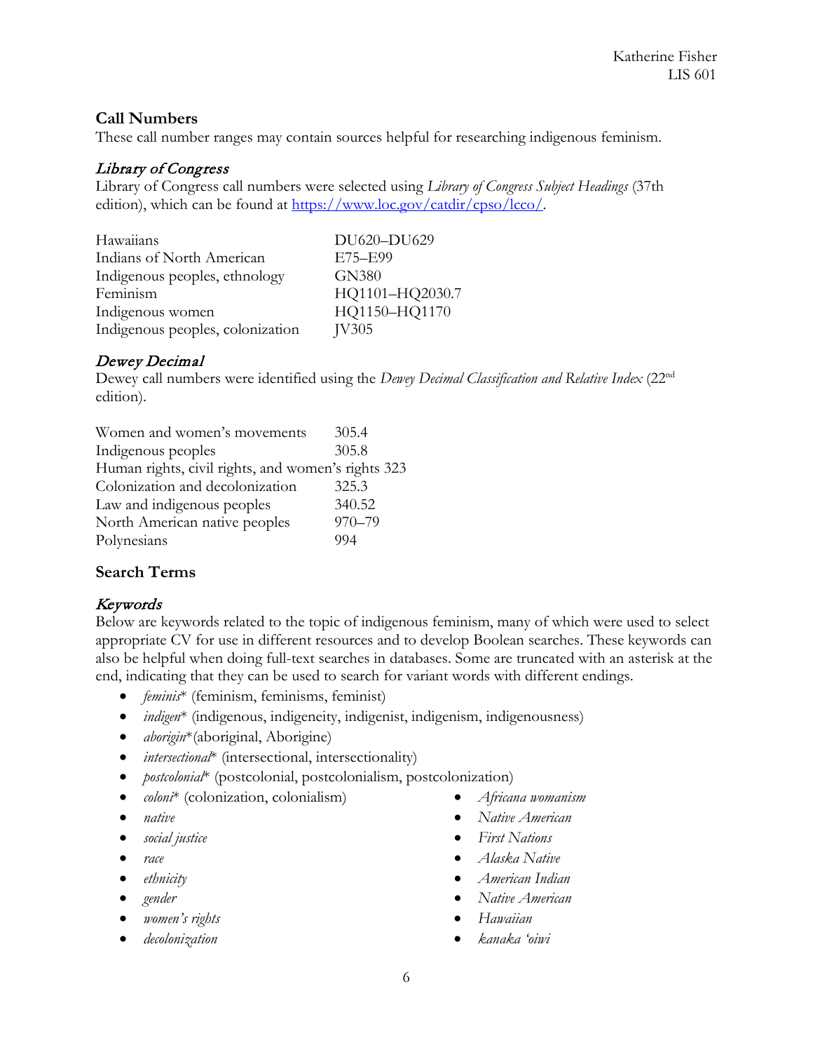## Call Numbers

These call number ranges may contain sources helpful for researching indigenous feminism.

### *Library of Congress*

Library of Congress call numbers were selected using *Library of Congress Subject Headings* (37th edition), which can be found at https://www.loc.gov/catdir/cpso/lcco/.

| | |
|---|---|
| Hawaiians | DU620–DU629 |
| Indians of North American | E75–E99 |
| Indigenous peoples, ethnology | GN380 |
| Feminism | HQ1101–HQ2030.7 |
| Indigenous women | HQ1150–HQ1170 |
| Indigenous peoples, colonization | JV305 |

### *Dewey Decimal*

Dewey call numbers were identified using the *Dewey Decimal Classification and Relative Index* (22nd edition).

| | |
|---|---|
| Women and women's movements | 305.4 |
| Indigenous peoples | 305.8 |
| Human rights, civil rights, and women's rights | 323 |
| Colonization and decolonization | 325.3 |
| Law and indigenous peoples | 340.52 |
| North American native peoples | 970–79 |
| Polynesians | 994 |

## Search Terms

### *Keywords*

Below are keywords related to the topic of indigenous feminism, many of which were used to select appropriate CV for use in different resources and to develop Boolean searches. These keywords can also be helpful when doing full-text searches in databases. Some are truncated with an asterisk at the end, indicating that they can be used to search for variant words with different endings.

- *feminis** (feminism, feminisms, feminist)
- *indigen** (indigenous, indigeneity, indigenist, indigenism, indigenousness)
- *aborigin**(aboriginal, Aborigine)
- *intersectional** (intersectional, intersectionality)
- *postcolonial** (postcolonial, postcolonialism, postcolonization)
- *coloni** (colonization, colonialism)
- *native*
- *social justice*
- *race*
- *ethnicity*
- *gender*
- *women's rights*
- *decolonization*
- *Africana womanism*
- *Native American*
- *First Nations*
- *Alaska Native*
- *American Indian*
- *Native American*
- *Hawaiian*
- *kanaka 'oiwi*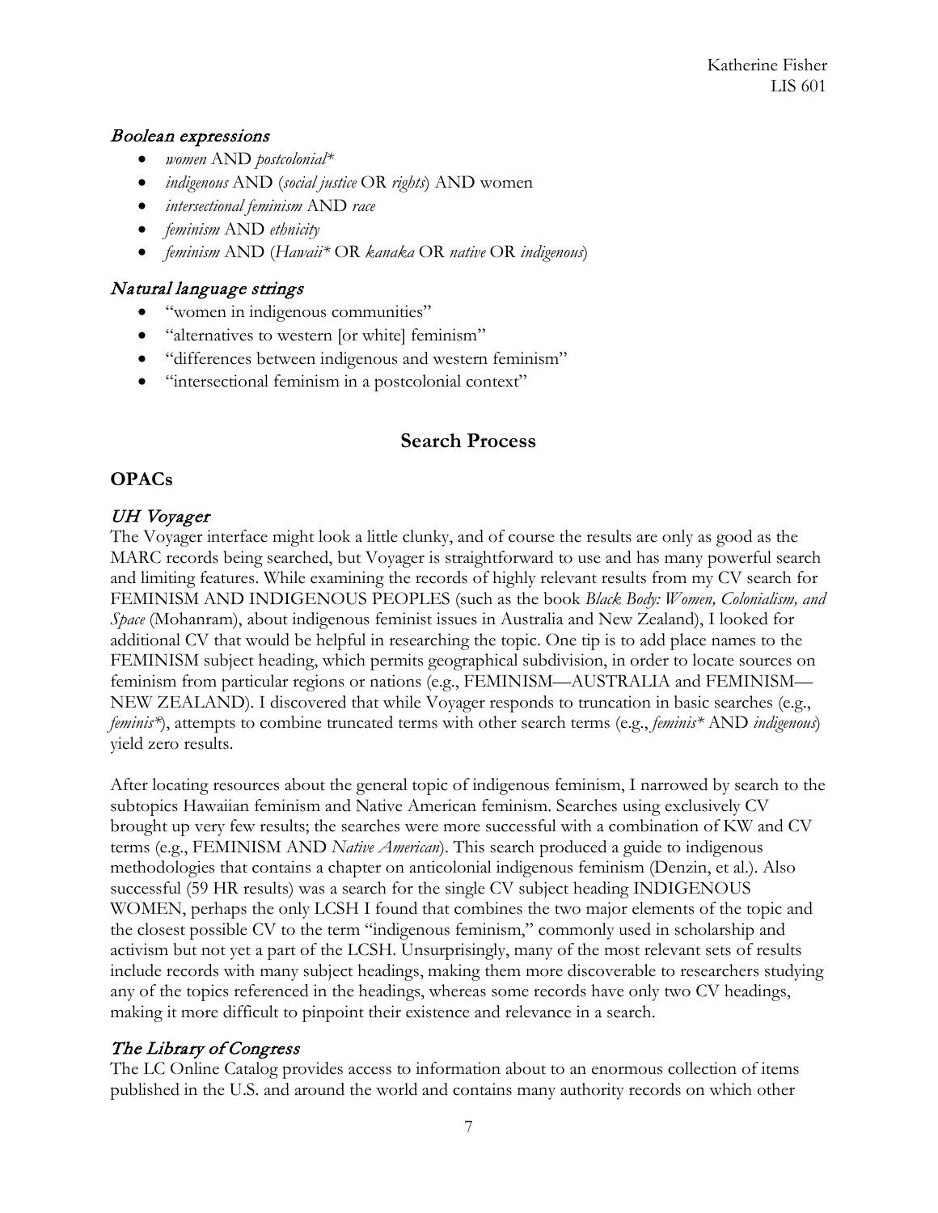### *Boolean expressions*

- *women* AND *postcolonial**
- *indigenous* AND (*social justice* OR *rights*) AND women
- *intersectional feminism* AND *race*
- *feminism* AND *ethnicity*
- *feminism* AND (*Hawaii** OR *kanaka* OR *native* OR *indigenous*)

### *Natural language strings*

- "women in indigenous communities"
- "alternatives to western [or white] feminism"
- "differences between indigenous and western feminism"
- "intersectional feminism in a postcolonial context"

## Search Process

### OPACs

#### *UH Voyager*

The Voyager interface might look a little clunky, and of course the results are only as good as the MARC records being searched, but Voyager is straightforward to use and has many powerful search and limiting features. While examining the records of highly relevant results from my CV search for FEMINISM AND INDIGENOUS PEOPLES (such as the book *Black Body: Women, Colonialism, and Space* (Mohanram), about indigenous feminist issues in Australia and New Zealand), I looked for additional CV that would be helpful in researching the topic. One tip is to add place names to the FEMINISM subject heading, which permits geographical subdivision, in order to locate sources on feminism from particular regions or nations (e.g., FEMINISM—AUSTRALIA and FEMINISM—NEW ZEALAND). I discovered that while Voyager responds to truncation in basic searches (e.g., *feminis**), attempts to combine truncated terms with other search terms (e.g., *feminis** AND *indigenous*) yield zero results.

After locating resources about the general topic of indigenous feminism, I narrowed by search to the subtopics Hawaiian feminism and Native American feminism. Searches using exclusively CV brought up very few results; the searches were more successful with a combination of KW and CV terms (e.g., FEMINISM AND *Native American*). This search produced a guide to indigenous methodologies that contains a chapter on anticolonial indigenous feminism (Denzin, et al.). Also successful (59 HR results) was a search for the single CV subject heading INDIGENOUS WOMEN, perhaps the only LCSH I found that combines the two major elements of the topic and the closest possible CV to the term "indigenous feminism," commonly used in scholarship and activism but not yet a part of the LCSH. Unsurprisingly, many of the most relevant sets of results include records with many subject headings, making them more discoverable to researchers studying any of the topics referenced in the headings, whereas some records have only two CV headings, making it more difficult to pinpoint their existence and relevance in a search.

#### *The Library of Congress*

The LC Online Catalog provides access to information about to an enormous collection of items published in the U.S. and around the world and contains many authority records on which other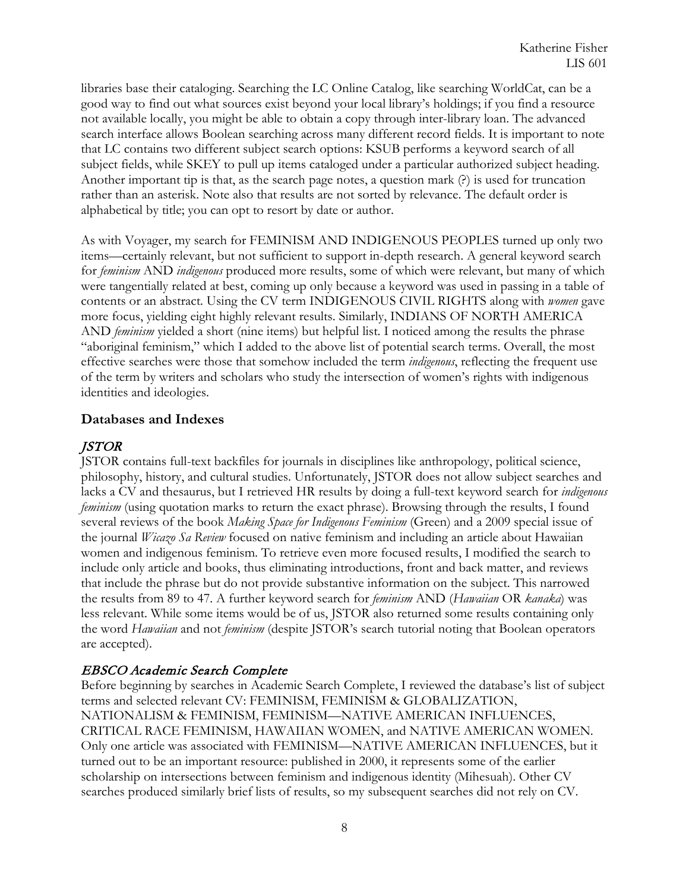libraries base their cataloging. Searching the LC Online Catalog, like searching WorldCat, can be a good way to find out what sources exist beyond your local library's holdings; if you find a resource not available locally, you might be able to obtain a copy through inter-library loan. The advanced search interface allows Boolean searching across many different record fields. It is important to note that LC contains two different subject search options: KSUB performs a keyword search of all subject fields, while SKEY to pull up items cataloged under a particular authorized subject heading. Another important tip is that, as the search page notes, a question mark (?) is used for truncation rather than an asterisk. Note also that results are not sorted by relevance. The default order is alphabetical by title; you can opt to resort by date or author.

As with Voyager, my search for FEMINISM AND INDIGENOUS PEOPLES turned up only two items—certainly relevant, but not sufficient to support in-depth research. A general keyword search for *feminism* AND *indigenous* produced more results, some of which were relevant, but many of which were tangentially related at best, coming up only because a keyword was used in passing in a table of contents or an abstract. Using the CV term INDIGENOUS CIVIL RIGHTS along with *women* gave more focus, yielding eight highly relevant results. Similarly, INDIANS OF NORTH AMERICA AND *feminism* yielded a short (nine items) but helpful list. I noticed among the results the phrase "aboriginal feminism," which I added to the above list of potential search terms. Overall, the most effective searches were those that somehow included the term *indigenous*, reflecting the frequent use of the term by writers and scholars who study the intersection of women's rights with indigenous identities and ideologies.

## Databases and Indexes

### *JSTOR*

JSTOR contains full-text backfiles for journals in disciplines like anthropology, political science, philosophy, history, and cultural studies. Unfortunately, JSTOR does not allow subject searches and lacks a CV and thesaurus, but I retrieved HR results by doing a full-text keyword search for *indigenous feminism* (using quotation marks to return the exact phrase). Browsing through the results, I found several reviews of the book *Making Space for Indigenous Feminism* (Green) and a 2009 special issue of the journal *Wicazo Sa Review* focused on native feminism and including an article about Hawaiian women and indigenous feminism. To retrieve even more focused results, I modified the search to include only article and books, thus eliminating introductions, front and back matter, and reviews that include the phrase but do not provide substantive information on the subject. This narrowed the results from 89 to 47. A further keyword search for *feminism* AND (*Hawaiian* OR *kanaka*) was less relevant. While some items would be of us, JSTOR also returned some results containing only the word *Hawaiian* and not *feminism* (despite JSTOR's search tutorial noting that Boolean operators are accepted).

### *EBSCO Academic Search Complete*

Before beginning by searches in Academic Search Complete, I reviewed the database's list of subject terms and selected relevant CV: FEMINISM, FEMINISM & GLOBALIZATION, NATIONALISM & FEMINISM, FEMINISM—NATIVE AMERICAN INFLUENCES, CRITICAL RACE FEMINISM, HAWAIIAN WOMEN, and NATIVE AMERICAN WOMEN. Only one article was associated with FEMINISM—NATIVE AMERICAN INFLUENCES, but it turned out to be an important resource: published in 2000, it represents some of the earlier scholarship on intersections between feminism and indigenous identity (Mihesuah). Other CV searches produced similarly brief lists of results, so my subsequent searches did not rely on CV.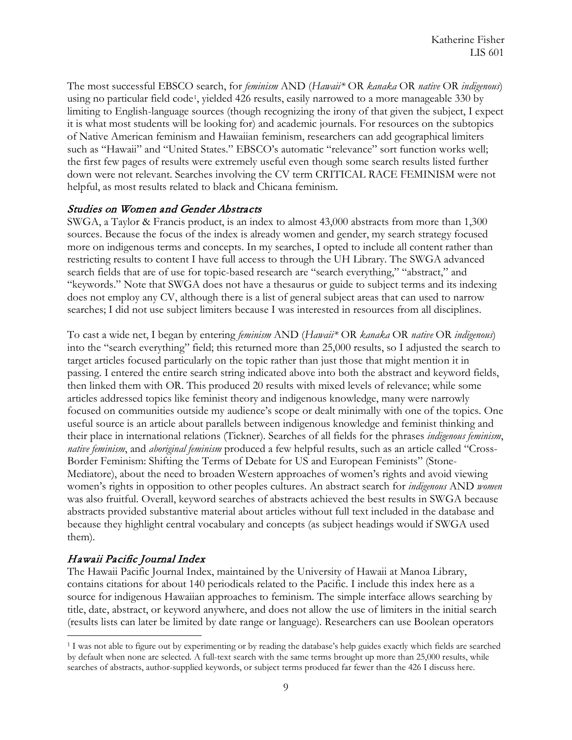The most successful EBSCO search, for *feminism* AND (*Hawaii** OR *kanaka* OR *native* OR *indigenous*) using no particular field code[1], yielded 426 results, easily narrowed to a more manageable 330 by limiting to English-language sources (though recognizing the irony of that given the subject, I expect it is what most students will be looking for) and academic journals. For resources on the subtopics of Native American feminism and Hawaiian feminism, researchers can add geographical limiters such as "Hawaii" and "United States." EBSCO's automatic "relevance" sort function works well; the first few pages of results were extremely useful even though some search results listed further down were not relevant. Searches involving the CV term CRITICAL RACE FEMINISM were not helpful, as most results related to black and Chicana feminism.

## *Studies on Women and Gender Abstracts*

SWGA, a Taylor & Francis product, is an index to almost 43,000 abstracts from more than 1,300 sources. Because the focus of the index is already women and gender, my search strategy focused more on indigenous terms and concepts. In my searches, I opted to include all content rather than restricting results to content I have full access to through the UH Library. The SWGA advanced search fields that are of use for topic-based research are "search everything," "abstract," and "keywords." Note that SWGA does not have a thesaurus or guide to subject terms and its indexing does not employ any CV, although there is a list of general subject areas that can used to narrow searches; I did not use subject limiters because I was interested in resources from all disciplines.

To cast a wide net, I began by entering *feminism* AND (*Hawaii** OR *kanaka* OR *native* OR *indigenous*) into the "search everything" field; this returned more than 25,000 results, so I adjusted the search to target articles focused particularly on the topic rather than just those that might mention it in passing. I entered the entire search string indicated above into both the abstract and keyword fields, then linked them with OR. This produced 20 results with mixed levels of relevance; while some articles addressed topics like feminist theory and indigenous knowledge, many were narrowly focused on communities outside my audience's scope or dealt minimally with one of the topics. One useful source is an article about parallels between indigenous knowledge and feminist thinking and their place in international relations (Tickner). Searches of all fields for the phrases *indigenous feminism*, *native feminism*, and *aboriginal feminism* produced a few helpful results, such as an article called "Cross-Border Feminism: Shifting the Terms of Debate for US and European Feminists" (Stone-Mediatore), about the need to broaden Western approaches of women's rights and avoid viewing women's rights in opposition to other peoples cultures. An abstract search for *indigenous* AND *women* was also fruitful. Overall, keyword searches of abstracts achieved the best results in SWGA because abstracts provided substantive material about articles without full text included in the database and because they highlight central vocabulary and concepts (as subject headings would if SWGA used them).

## *Hawaii Pacific Journal Index*

The Hawaii Pacific Journal Index, maintained by the University of Hawaii at Manoa Library, contains citations for about 140 periodicals related to the Pacific. I include this index here as a source for indigenous Hawaiian approaches to feminism. The simple interface allows searching by title, date, abstract, or keyword anywhere, and does not allow the use of limiters in the initial search (results lists can later be limited by date range or language). Researchers can use Boolean operators

---

[1] I was not able to figure out by experimenting or by reading the database's help guides exactly which fields are searched by default when none are selected. A full-text search with the same terms brought up more than 25,000 results, while searches of abstracts, author-supplied keywords, or subject terms produced far fewer than the 426 I discuss here.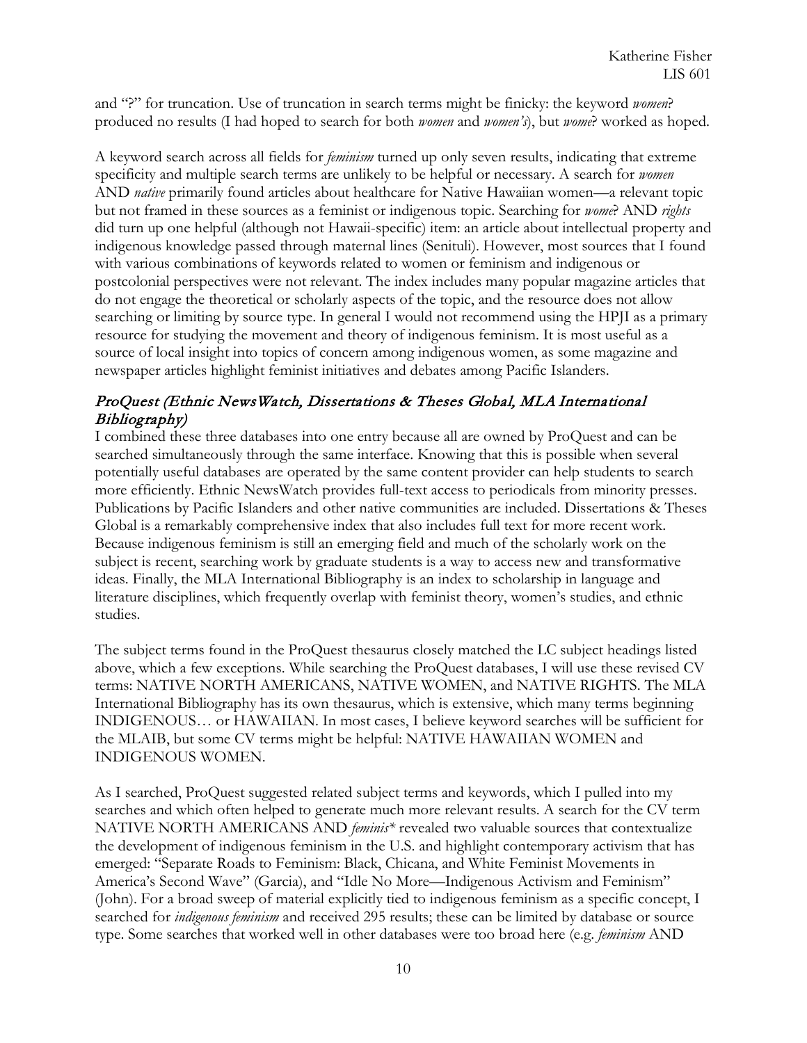and "?" for truncation. Use of truncation in search terms might be finicky: the keyword *women*? produced no results (I had hoped to search for both *women* and *women's*), but *wome*? worked as hoped.

A keyword search across all fields for *feminism* turned up only seven results, indicating that extreme specificity and multiple search terms are unlikely to be helpful or necessary. A search for *women* AND *native* primarily found articles about healthcare for Native Hawaiian women—a relevant topic but not framed in these sources as a feminist or indigenous topic. Searching for *wome*? AND *rights* did turn up one helpful (although not Hawaii-specific) item: an article about intellectual property and indigenous knowledge passed through maternal lines (Senituli). However, most sources that I found with various combinations of keywords related to women or feminism and indigenous or postcolonial perspectives were not relevant. The index includes many popular magazine articles that do not engage the theoretical or scholarly aspects of the topic, and the resource does not allow searching or limiting by source type. In general I would not recommend using the HPJI as a primary resource for studying the movement and theory of indigenous feminism. It is most useful as a source of local insight into topics of concern among indigenous women, as some magazine and newspaper articles highlight feminist initiatives and debates among Pacific Islanders.

## *ProQuest (Ethnic NewsWatch, Dissertations & Theses Global, MLA International Bibliography)*

I combined these three databases into one entry because all are owned by ProQuest and can be searched simultaneously through the same interface. Knowing that this is possible when several potentially useful databases are operated by the same content provider can help students to search more efficiently. Ethnic NewsWatch provides full-text access to periodicals from minority presses. Publications by Pacific Islanders and other native communities are included. Dissertations & Theses Global is a remarkably comprehensive index that also includes full text for more recent work. Because indigenous feminism is still an emerging field and much of the scholarly work on the subject is recent, searching work by graduate students is a way to access new and transformative ideas. Finally, the MLA International Bibliography is an index to scholarship in language and literature disciplines, which frequently overlap with feminist theory, women's studies, and ethnic studies.

The subject terms found in the ProQuest thesaurus closely matched the LC subject headings listed above, which a few exceptions. While searching the ProQuest databases, I will use these revised CV terms: NATIVE NORTH AMERICANS, NATIVE WOMEN, and NATIVE RIGHTS. The MLA International Bibliography has its own thesaurus, which is extensive, which many terms beginning INDIGENOUS… or HAWAIIAN. In most cases, I believe keyword searches will be sufficient for the MLAIB, but some CV terms might be helpful: NATIVE HAWAIIAN WOMEN and INDIGENOUS WOMEN.

As I searched, ProQuest suggested related subject terms and keywords, which I pulled into my searches and which often helped to generate much more relevant results. A search for the CV term NATIVE NORTH AMERICANS AND *feminis** revealed two valuable sources that contextualize the development of indigenous feminism in the U.S. and highlight contemporary activism that has emerged: "Separate Roads to Feminism: Black, Chicana, and White Feminist Movements in America's Second Wave" (Garcia), and "Idle No More—Indigenous Activism and Feminism" (John). For a broad sweep of material explicitly tied to indigenous feminism as a specific concept, I searched for *indigenous feminism* and received 295 results; these can be limited by database or source type. Some searches that worked well in other databases were too broad here (e.g. *feminism* AND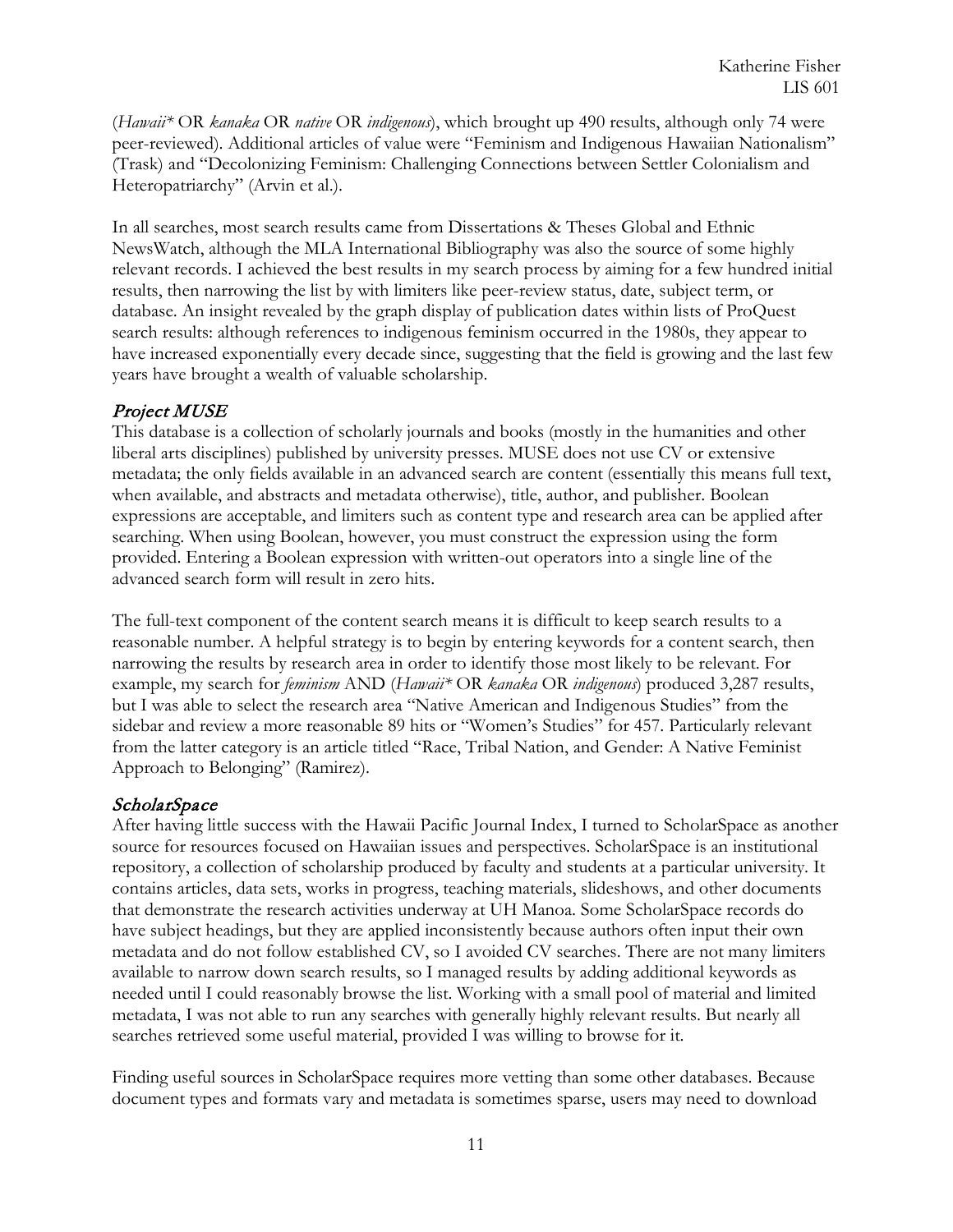(*Hawaii** OR *kanaka* OR *native* OR *indigenous*), which brought up 490 results, although only 74 were peer-reviewed). Additional articles of value were "Feminism and Indigenous Hawaiian Nationalism" (Trask) and "Decolonizing Feminism: Challenging Connections between Settler Colonialism and Heteropatriarchy" (Arvin et al.).

In all searches, most search results came from Dissertations & Theses Global and Ethnic NewsWatch, although the MLA International Bibliography was also the source of some highly relevant records. I achieved the best results in my search process by aiming for a few hundred initial results, then narrowing the list by with limiters like peer-review status, date, subject term, or database. An insight revealed by the graph display of publication dates within lists of ProQuest search results: although references to indigenous feminism occurred in the 1980s, they appear to have increased exponentially every decade since, suggesting that the field is growing and the last few years have brought a wealth of valuable scholarship.

## *Project MUSE*

This database is a collection of scholarly journals and books (mostly in the humanities and other liberal arts disciplines) published by university presses. MUSE does not use CV or extensive metadata; the only fields available in an advanced search are content (essentially this means full text, when available, and abstracts and metadata otherwise), title, author, and publisher. Boolean expressions are acceptable, and limiters such as content type and research area can be applied after searching. When using Boolean, however, you must construct the expression using the form provided. Entering a Boolean expression with written-out operators into a single line of the advanced search form will result in zero hits.

The full-text component of the content search means it is difficult to keep search results to a reasonable number. A helpful strategy is to begin by entering keywords for a content search, then narrowing the results by research area in order to identify those most likely to be relevant. For example, my search for *feminism* AND (*Hawaii** OR *kanaka* OR *indigenous*) produced 3,287 results, but I was able to select the research area "Native American and Indigenous Studies" from the sidebar and review a more reasonable 89 hits or "Women's Studies" for 457. Particularly relevant from the latter category is an article titled "Race, Tribal Nation, and Gender: A Native Feminist Approach to Belonging" (Ramirez).

## *ScholarSpace*

After having little success with the Hawaii Pacific Journal Index, I turned to ScholarSpace as another source for resources focused on Hawaiian issues and perspectives. ScholarSpace is an institutional repository, a collection of scholarship produced by faculty and students at a particular university. It contains articles, data sets, works in progress, teaching materials, slideshows, and other documents that demonstrate the research activities underway at UH Manoa. Some ScholarSpace records do have subject headings, but they are applied inconsistently because authors often input their own metadata and do not follow established CV, so I avoided CV searches. There are not many limiters available to narrow down search results, so I managed results by adding additional keywords as needed until I could reasonably browse the list. Working with a small pool of material and limited metadata, I was not able to run any searches with generally highly relevant results. But nearly all searches retrieved some useful material, provided I was willing to browse for it.

Finding useful sources in ScholarSpace requires more vetting than some other databases. Because document types and formats vary and metadata is sometimes sparse, users may need to download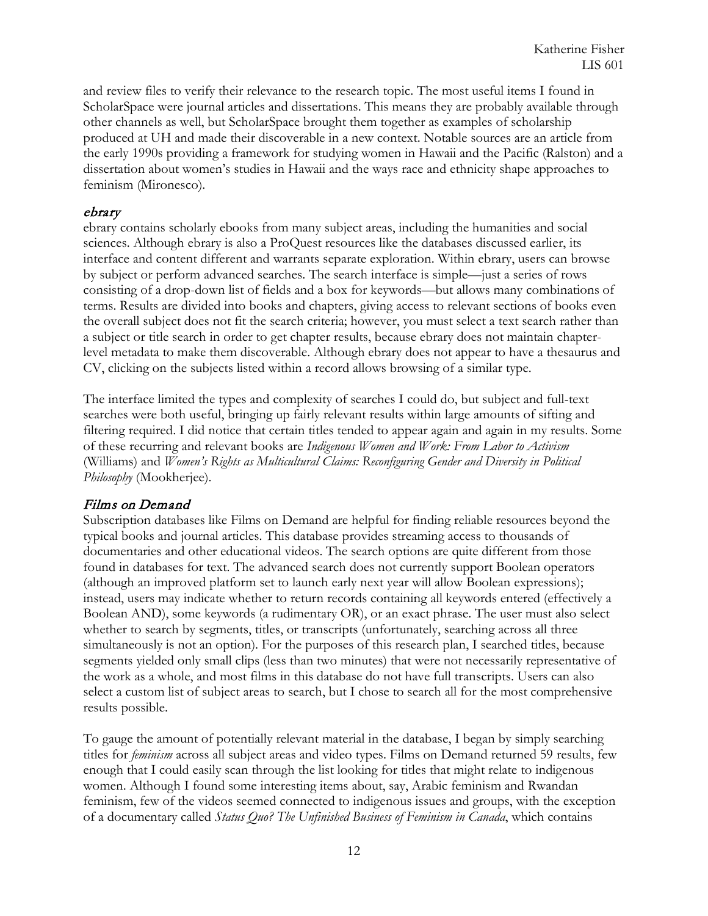and review files to verify their relevance to the research topic. The most useful items I found in ScholarSpace were journal articles and dissertations. This means they are probably available through other channels as well, but ScholarSpace brought them together as examples of scholarship produced at UH and made their discoverable in a new context. Notable sources are an article from the early 1990s providing a framework for studying women in Hawaii and the Pacific (Ralston) and a dissertation about women's studies in Hawaii and the ways race and ethnicity shape approaches to feminism (Mironesco).

### *ebrary*

ebrary contains scholarly ebooks from many subject areas, including the humanities and social sciences. Although ebrary is also a ProQuest resources like the databases discussed earlier, its interface and content different and warrants separate exploration. Within ebrary, users can browse by subject or perform advanced searches. The search interface is simple—just a series of rows consisting of a drop-down list of fields and a box for keywords—but allows many combinations of terms. Results are divided into books and chapters, giving access to relevant sections of books even the overall subject does not fit the search criteria; however, you must select a text search rather than a subject or title search in order to get chapter results, because ebrary does not maintain chapter-level metadata to make them discoverable. Although ebrary does not appear to have a thesaurus and CV, clicking on the subjects listed within a record allows browsing of a similar type.

The interface limited the types and complexity of searches I could do, but subject and full-text searches were both useful, bringing up fairly relevant results within large amounts of sifting and filtering required. I did notice that certain titles tended to appear again and again in my results. Some of these recurring and relevant books are *Indigenous Women and Work: From Labor to Activism* (Williams) and *Women's Rights as Multicultural Claims: Reconfiguring Gender and Diversity in Political Philosophy* (Mookherjee).

### *Films on Demand*

Subscription databases like Films on Demand are helpful for finding reliable resources beyond the typical books and journal articles. This database provides streaming access to thousands of documentaries and other educational videos. The search options are quite different from those found in databases for text. The advanced search does not currently support Boolean operators (although an improved platform set to launch early next year will allow Boolean expressions); instead, users may indicate whether to return records containing all keywords entered (effectively a Boolean AND), some keywords (a rudimentary OR), or an exact phrase. The user must also select whether to search by segments, titles, or transcripts (unfortunately, searching across all three simultaneously is not an option). For the purposes of this research plan, I searched titles, because segments yielded only small clips (less than two minutes) that were not necessarily representative of the work as a whole, and most films in this database do not have full transcripts. Users can also select a custom list of subject areas to search, but I chose to search all for the most comprehensive results possible.

To gauge the amount of potentially relevant material in the database, I began by simply searching titles for *feminism* across all subject areas and video types. Films on Demand returned 59 results, few enough that I could easily scan through the list looking for titles that might relate to indigenous women. Although I found some interesting items about, say, Arabic feminism and Rwandan feminism, few of the videos seemed connected to indigenous issues and groups, with the exception of a documentary called *Status Quo? The Unfinished Business of Feminism in Canada*, which contains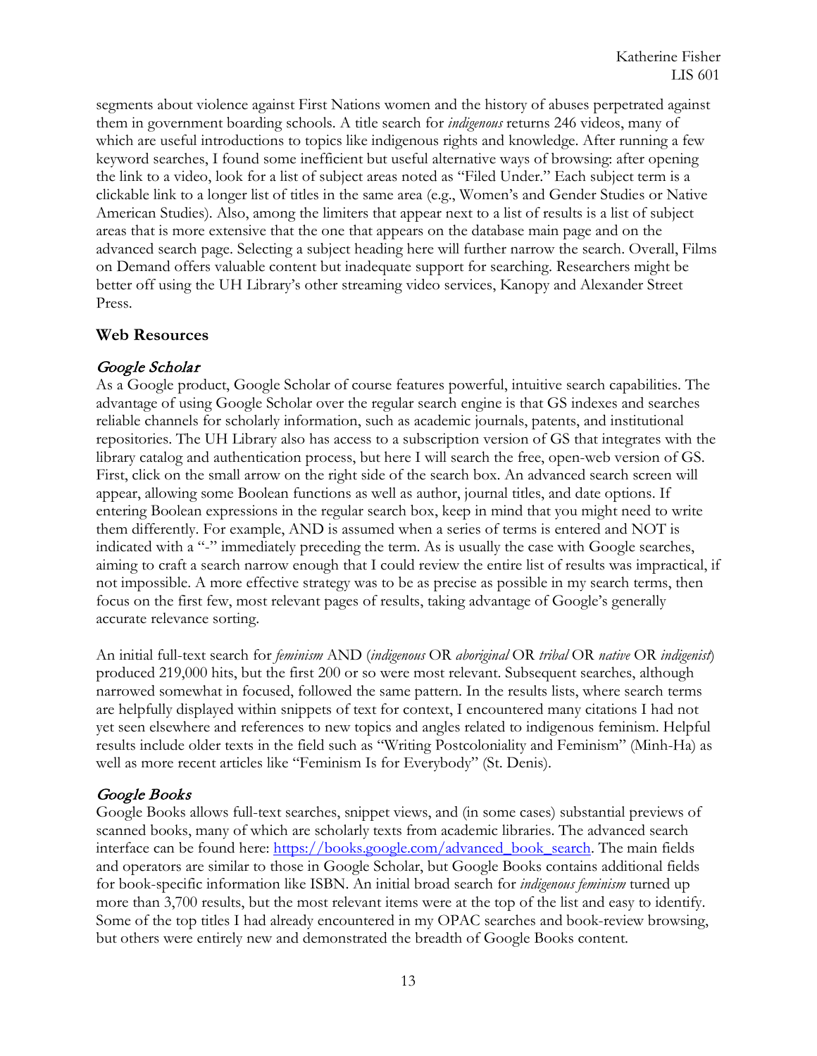segments about violence against First Nations women and the history of abuses perpetrated against them in government boarding schools. A title search for *indigenous* returns 246 videos, many of which are useful introductions to topics like indigenous rights and knowledge. After running a few keyword searches, I found some inefficient but useful alternative ways of browsing: after opening the link to a video, look for a list of subject areas noted as "Filed Under." Each subject term is a clickable link to a longer list of titles in the same area (e.g., Women's and Gender Studies or Native American Studies). Also, among the limiters that appear next to a list of results is a list of subject areas that is more extensive that the one that appears on the database main page and on the advanced search page. Selecting a subject heading here will further narrow the search. Overall, Films on Demand offers valuable content but inadequate support for searching. Researchers might be better off using the UH Library's other streaming video services, Kanopy and Alexander Street Press.

## Web Resources

### *Google Scholar*

As a Google product, Google Scholar of course features powerful, intuitive search capabilities. The advantage of using Google Scholar over the regular search engine is that GS indexes and searches reliable channels for scholarly information, such as academic journals, patents, and institutional repositories. The UH Library also has access to a subscription version of GS that integrates with the library catalog and authentication process, but here I will search the free, open-web version of GS. First, click on the small arrow on the right side of the search box. An advanced search screen will appear, allowing some Boolean functions as well as author, journal titles, and date options. If entering Boolean expressions in the regular search box, keep in mind that you might need to write them differently. For example, AND is assumed when a series of terms is entered and NOT is indicated with a "-" immediately preceding the term. As is usually the case with Google searches, aiming to craft a search narrow enough that I could review the entire list of results was impractical, if not impossible. A more effective strategy was to be as precise as possible in my search terms, then focus on the first few, most relevant pages of results, taking advantage of Google's generally accurate relevance sorting.

An initial full-text search for *feminism* AND (*indigenous* OR *aboriginal* OR *tribal* OR *native* OR *indigenist*) produced 219,000 hits, but the first 200 or so were most relevant. Subsequent searches, although narrowed somewhat in focused, followed the same pattern. In the results lists, where search terms are helpfully displayed within snippets of text for context, I encountered many citations I had not yet seen elsewhere and references to new topics and angles related to indigenous feminism. Helpful results include older texts in the field such as "Writing Postcoloniality and Feminism" (Minh-Ha) as well as more recent articles like "Feminism Is for Everybody" (St. Denis).

### *Google Books*

Google Books allows full-text searches, snippet views, and (in some cases) substantial previews of scanned books, many of which are scholarly texts from academic libraries. The advanced search interface can be found here: [https://books.google.com/advanced_book_search](https://books.google.com/advanced_book_search). The main fields and operators are similar to those in Google Scholar, but Google Books contains additional fields for book-specific information like ISBN. An initial broad search for *indigenous feminism* turned up more than 3,700 results, but the most relevant items were at the top of the list and easy to identify. Some of the top titles I had already encountered in my OPAC searches and book-review browsing, but others were entirely new and demonstrated the breadth of Google Books content.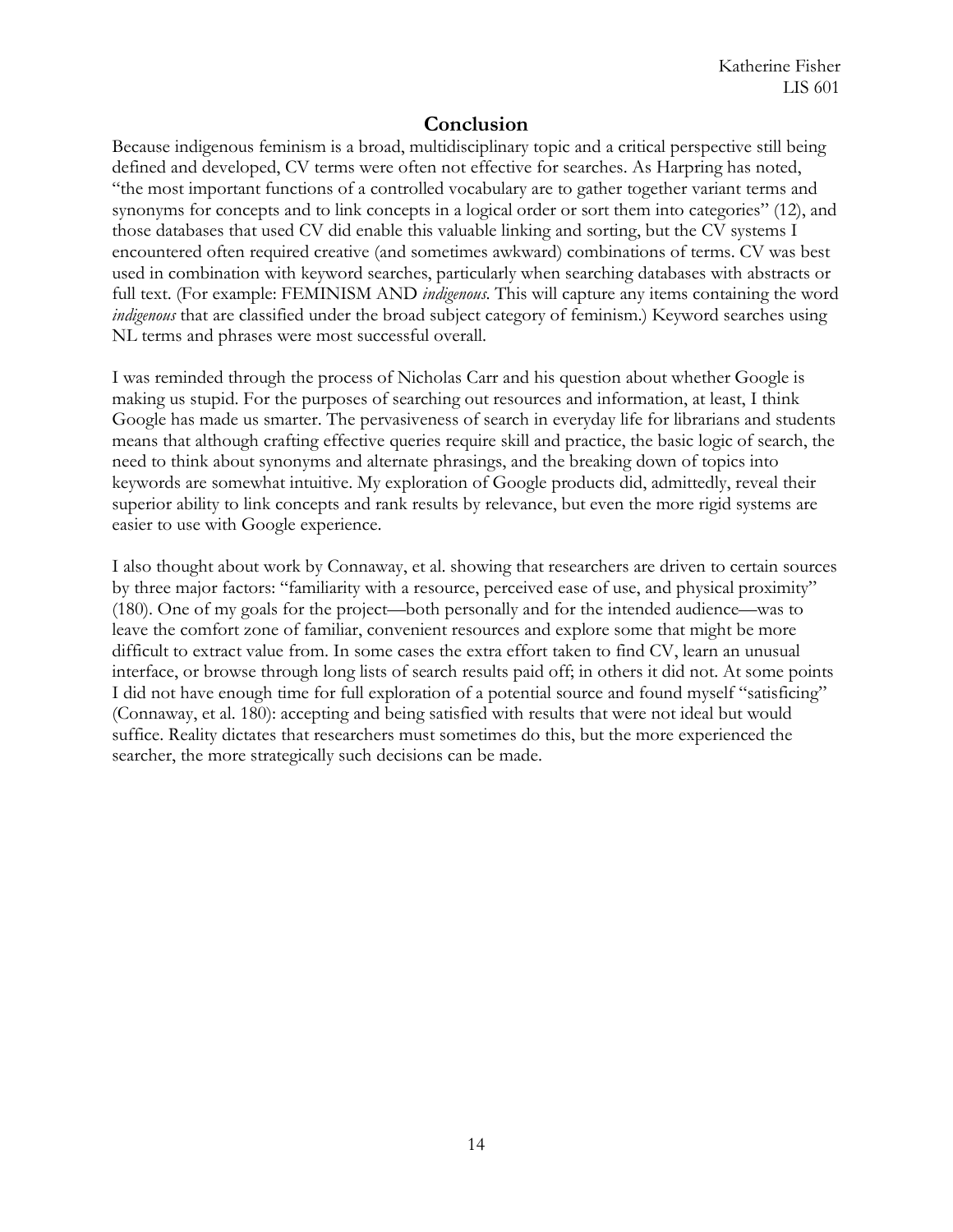## Conclusion

Because indigenous feminism is a broad, multidisciplinary topic and a critical perspective still being defined and developed, CV terms were often not effective for searches. As Harpring has noted, "the most important functions of a controlled vocabulary are to gather together variant terms and synonyms for concepts and to link concepts in a logical order or sort them into categories" (12), and those databases that used CV did enable this valuable linking and sorting, but the CV systems I encountered often required creative (and sometimes awkward) combinations of terms. CV was best used in combination with keyword searches, particularly when searching databases with abstracts or full text. (For example: FEMINISM AND *indigenous*. This will capture any items containing the word *indigenous* that are classified under the broad subject category of feminism.) Keyword searches using NL terms and phrases were most successful overall.

I was reminded through the process of Nicholas Carr and his question about whether Google is making us stupid. For the purposes of searching out resources and information, at least, I think Google has made us smarter. The pervasiveness of search in everyday life for librarians and students means that although crafting effective queries require skill and practice, the basic logic of search, the need to think about synonyms and alternate phrasings, and the breaking down of topics into keywords are somewhat intuitive. My exploration of Google products did, admittedly, reveal their superior ability to link concepts and rank results by relevance, but even the more rigid systems are easier to use with Google experience.

I also thought about work by Connaway, et al. showing that researchers are driven to certain sources by three major factors: "familiarity with a resource, perceived ease of use, and physical proximity" (180). One of my goals for the project—both personally and for the intended audience—was to leave the comfort zone of familiar, convenient resources and explore some that might be more difficult to extract value from. In some cases the extra effort taken to find CV, learn an unusual interface, or browse through long lists of search results paid off; in others it did not. At some points I did not have enough time for full exploration of a potential source and found myself "satisficing" (Connaway, et al. 180): accepting and being satisfied with results that were not ideal but would suffice. Reality dictates that researchers must sometimes do this, but the more experienced the searcher, the more strategically such decisions can be made.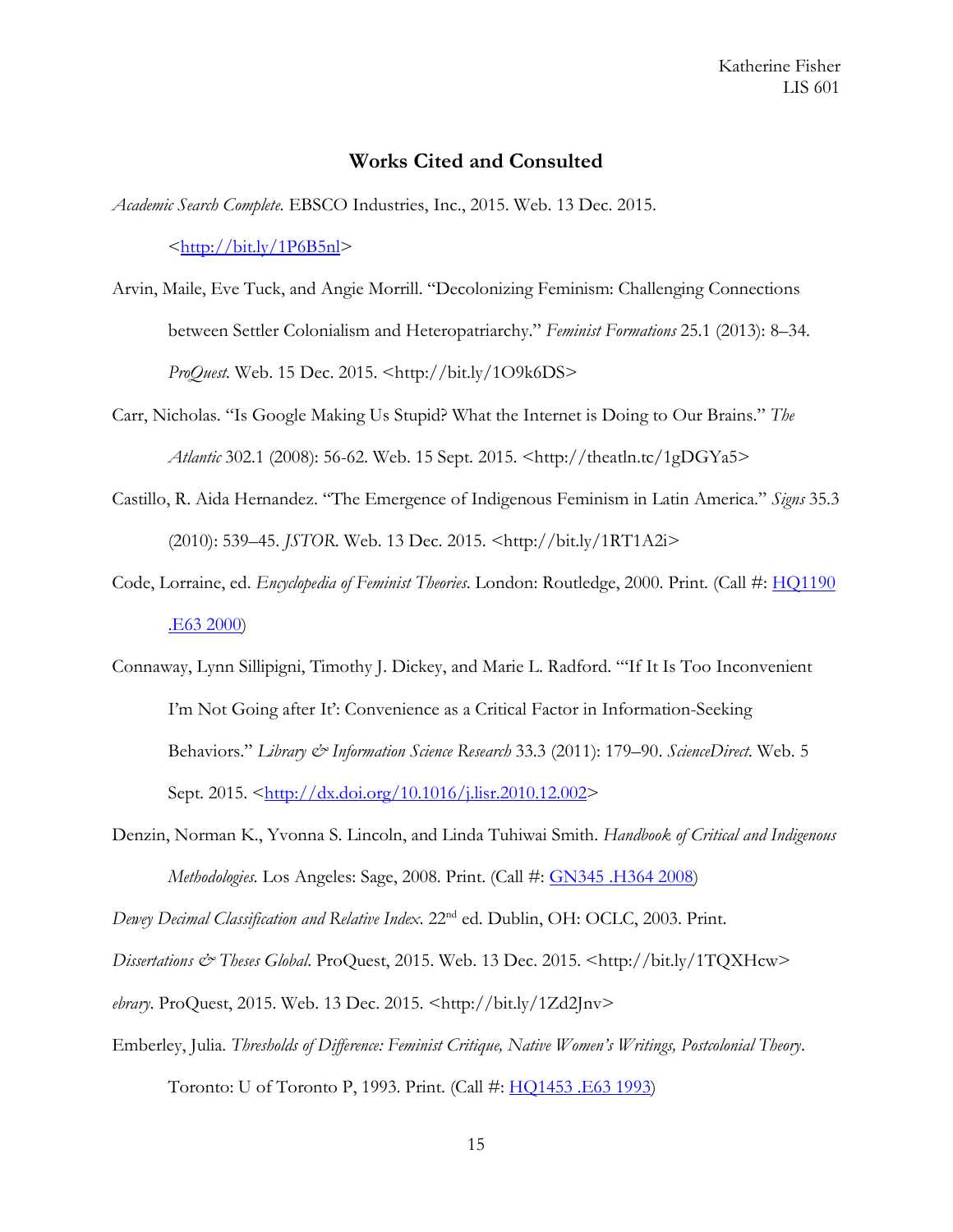## Works Cited and Consulted

*Academic Search Complete*. EBSCO Industries, Inc., 2015. Web. 13 Dec. 2015. <http://bit.ly/1P6B5nl>

Arvin, Maile, Eve Tuck, and Angie Morrill. "Decolonizing Feminism: Challenging Connections between Settler Colonialism and Heteropatriarchy." *Feminist Formations* 25.1 (2013): 8–34. *ProQuest*. Web. 15 Dec. 2015. <http://bit.ly/1O9k6DS>

Carr, Nicholas. "Is Google Making Us Stupid? What the Internet is Doing to Our Brains." *The Atlantic* 302.1 (2008): 56-62. Web. 15 Sept. 2015. <http://theatln.tc/1gDGYa5>

Castillo, R. Aida Hernandez. "The Emergence of Indigenous Feminism in Latin America." *Signs* 35.3 (2010): 539–45. *JSTOR*. Web. 13 Dec. 2015. <http://bit.ly/1RT1A2i>

Code, Lorraine, ed. *Encyclopedia of Feminist Theories*. London: Routledge, 2000. Print. (Call #: HQ1190 .E63 2000)

Connaway, Lynn Sillipigni, Timothy J. Dickey, and Marie L. Radford. "'If It Is Too Inconvenient I'm Not Going after It': Convenience as a Critical Factor in Information-Seeking Behaviors." *Library & Information Science Research* 33.3 (2011): 179–90. *ScienceDirect*. Web. 5 Sept. 2015. <http://dx.doi.org/10.1016/j.lisr.2010.12.002>

Denzin, Norman K., Yvonna S. Lincoln, and Linda Tuhiwai Smith. *Handbook of Critical and Indigenous Methodologies*. Los Angeles: Sage, 2008. Print. (Call #: GN345 .H364 2008)

*Dewey Decimal Classification and Relative Index*. 22nd ed. Dublin, OH: OCLC, 2003. Print.

*Dissertations & Theses Global*. ProQuest, 2015. Web. 13 Dec. 2015. <http://bit.ly/1TQXHcw>

*ebrary*. ProQuest, 2015. Web. 13 Dec. 2015. <http://bit.ly/1Zd2Jnv>

Emberley, Julia. *Thresholds of Difference: Feminist Critique, Native Women's Writings, Postcolonial Theory*. Toronto: U of Toronto P, 1993. Print. (Call #: HQ1453 .E63 1993)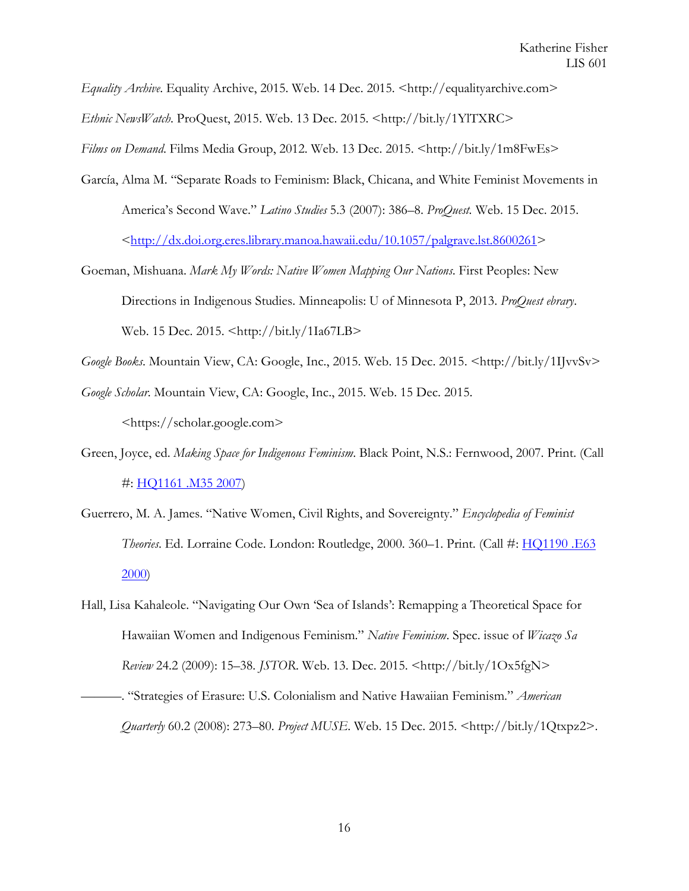*Equality Archive*. Equality Archive, 2015. Web. 14 Dec. 2015. <http://equalityarchive.com>

*Ethnic NewsWatch*. ProQuest, 2015. Web. 13 Dec. 2015. <http://bit.ly/1YlTXRC>

*Films on Demand*. Films Media Group, 2012. Web. 13 Dec. 2015. <http://bit.ly/1m8FwEs>

García, Alma M. "Separate Roads to Feminism: Black, Chicana, and White Feminist Movements in America's Second Wave." *Latino Studies* 5.3 (2007): 386–8. *ProQuest*. Web. 15 Dec. 2015. <[http://dx.doi.org.eres.library.manoa.hawaii.edu/10.1057/palgrave.lst.8600261](http://dx.doi.org.eres.library.manoa.hawaii.edu/10.1057/palgrave.lst.8600261)>

Goeman, Mishuana. *Mark My Words: Native Women Mapping Our Nations*. First Peoples: New Directions in Indigenous Studies. Minneapolis: U of Minnesota P, 2013. *ProQuest ebrary*. Web. 15 Dec. 2015. <http://bit.ly/1Ia67LB>

*Google Books*. Mountain View, CA: Google, Inc., 2015. Web. 15 Dec. 2015. <http://bit.ly/1IJvvSv>

*Google Scholar*. Mountain View, CA: Google, Inc., 2015. Web. 15 Dec. 2015. <https://scholar.google.com>

Green, Joyce, ed. *Making Space for Indigenous Feminism*. Black Point, N.S.: Fernwood, 2007. Print. (Call #: HQ1161 .M35 2007)

Guerrero, M. A. James. "Native Women, Civil Rights, and Sovereignty." *Encyclopedia of Feminist Theories*. Ed. Lorraine Code. London: Routledge, 2000. 360–1. Print. (Call #: HQ1190 .E63 2000)

Hall, Lisa Kahaleole. "Navigating Our Own 'Sea of Islands': Remapping a Theoretical Space for Hawaiian Women and Indigenous Feminism." *Native Feminism*. Spec. issue of *Wicazo Sa Review* 24.2 (2009): 15–38. *JSTOR*. Web. 13. Dec. 2015. <http://bit.ly/1Ox5fgN>

———. "Strategies of Erasure: U.S. Colonialism and Native Hawaiian Feminism." *American Quarterly* 60.2 (2008): 273–80. *Project MUSE*. Web. 15 Dec. 2015. <http://bit.ly/1Qtxpz2>.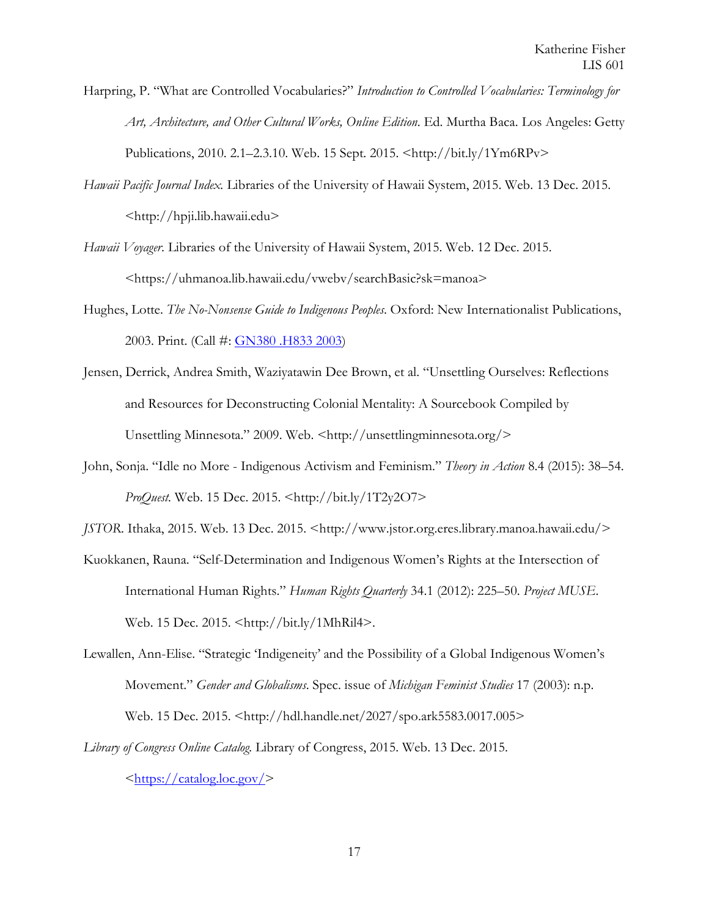Harpring, P. "What are Controlled Vocabularies?" *Introduction to Controlled Vocabularies: Terminology for Art, Architecture, and Other Cultural Works, Online Edition*. Ed. Murtha Baca. Los Angeles: Getty Publications, 2010. 2.1–2.3.10. Web. 15 Sept. 2015. <http://bit.ly/1Ym6RPv>

*Hawaii Pacific Journal Index*. Libraries of the University of Hawaii System, 2015. Web. 13 Dec. 2015. <http://hpji.lib.hawaii.edu>

*Hawaii Voyager*. Libraries of the University of Hawaii System, 2015. Web. 12 Dec. 2015. <https://uhmanoa.lib.hawaii.edu/vwebv/searchBasic?sk=manoa>

Hughes, Lotte. *The No-Nonsense Guide to Indigenous Peoples*. Oxford: New Internationalist Publications, 2003. Print. (Call #: GN380 .H833 2003)

Jensen, Derrick, Andrea Smith, Waziyatawin Dee Brown, et al. "Unsettling Ourselves: Reflections and Resources for Deconstructing Colonial Mentality: A Sourcebook Compiled by Unsettling Minnesota." 2009. Web. <http://unsettlingminnesota.org/>

John, Sonja. "Idle no More - Indigenous Activism and Feminism." *Theory in Action* 8.4 (2015): 38–54. *ProQuest*. Web. 15 Dec. 2015. <http://bit.ly/1T2y2O7>

*JSTOR*. Ithaka, 2015. Web. 13 Dec. 2015. <http://www.jstor.org.eres.library.manoa.hawaii.edu/>

Kuokkanen, Rauna. "Self-Determination and Indigenous Women's Rights at the Intersection of International Human Rights." *Human Rights Quarterly* 34.1 (2012): 225–50. *Project MUSE*. Web. 15 Dec. 2015. <http://bit.ly/1MhRil4>.

Lewallen, Ann-Elise. "Strategic 'Indigeneity' and the Possibility of a Global Indigenous Women's Movement." *Gender and Globalisms*. Spec. issue of *Michigan Feminist Studies* 17 (2003): n.p. Web. 15 Dec. 2015. <http://hdl.handle.net/2027/spo.ark5583.0017.005>

*Library of Congress Online Catalog*. Library of Congress, 2015. Web. 13 Dec. 2015. <https://catalog.loc.gov/>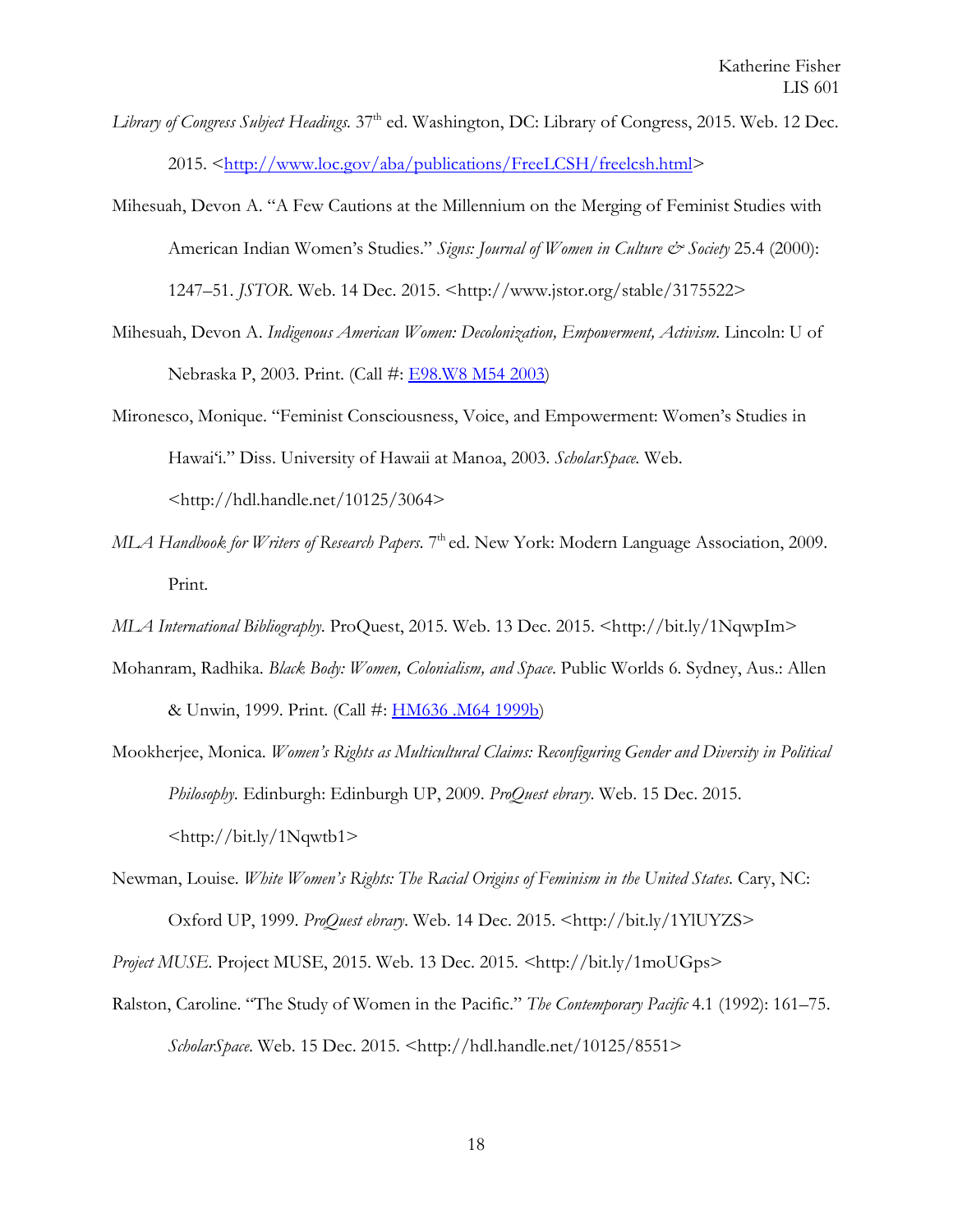*Library of Congress Subject Headings.* 37th ed. Washington, DC: Library of Congress, 2015. Web. 12 Dec. 2015. <[http://www.loc.gov/aba/publications/FreeLCSH/freelcsh.html](http://www.loc.gov/aba/publications/FreeLCSH/freelcsh.html)>

Mihesuah, Devon A. "A Few Cautions at the Millennium on the Merging of Feminist Studies with American Indian Women's Studies." *Signs: Journal of Women in Culture & Society* 25.4 (2000): 1247–51. *JSTOR.* Web. 14 Dec. 2015. <http://www.jstor.org/stable/3175522>

Mihesuah, Devon A. *Indigenous American Women: Decolonization, Empowerment, Activism.* Lincoln: U of Nebraska P, 2003. Print. (Call #: E98.W8 M54 2003)

Mironesco, Monique. "Feminist Consciousness, Voice, and Empowerment: Women's Studies in Hawai'i." Diss. University of Hawaii at Manoa, 2003. *ScholarSpace.* Web. <http://hdl.handle.net/10125/3064>

*MLA Handbook for Writers of Research Papers.* 7th ed. New York: Modern Language Association, 2009. Print.

*MLA International Bibliography.* ProQuest, 2015. Web. 13 Dec. 2015. <http://bit.ly/1NqwpIm>

Mohanram, Radhika. *Black Body: Women, Colonialism, and Space.* Public Worlds 6. Sydney, Aus.: Allen & Unwin, 1999. Print. (Call #: HM636 .M64 1999b)

Mookherjee, Monica. *Women's Rights as Multicultural Claims: Reconfiguring Gender and Diversity in Political Philosophy.* Edinburgh: Edinburgh UP, 2009. *ProQuest ebrary.* Web. 15 Dec. 2015. <http://bit.ly/1Nqwtb1>

Newman, Louise. *White Women's Rights: The Racial Origins of Feminism in the United States.* Cary, NC: Oxford UP, 1999. *ProQuest ebrary.* Web. 14 Dec. 2015. <http://bit.ly/1YlUYZS>

*Project MUSE.* Project MUSE, 2015. Web. 13 Dec. 2015. <http://bit.ly/1moUGps>

Ralston, Caroline. "The Study of Women in the Pacific." *The Contemporary Pacific* 4.1 (1992): 161–75. *ScholarSpace.* Web. 15 Dec. 2015. <http://hdl.handle.net/10125/8551>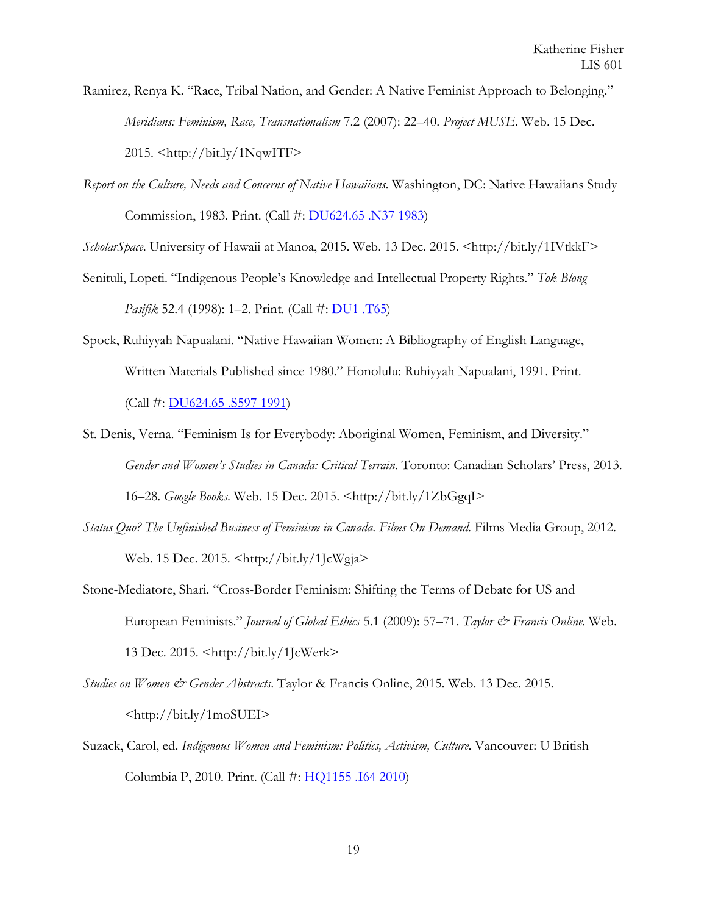Ramirez, Renya K. "Race, Tribal Nation, and Gender: A Native Feminist Approach to Belonging." *Meridians: Feminism, Race, Transnationalism* 7.2 (2007): 22–40. *Project MUSE*. Web. 15 Dec. 2015. <http://bit.ly/1NqwITF>

*Report on the Culture, Needs and Concerns of Native Hawaiians*. Washington, DC: Native Hawaiians Study Commission, 1983. Print. (Call #: [DU624.65 .N37 1983])

*ScholarSpace*. University of Hawaii at Manoa, 2015. Web. 13 Dec. 2015. <http://bit.ly/1IVtkkF>

Senituli, Lopeti. "Indigenous People's Knowledge and Intellectual Property Rights." *Tok Blong Pasifik* 52.4 (1998): 1–2. Print. (Call #: [DU1 .T65])

Spock, Ruhiyyah Napualani. "Native Hawaiian Women: A Bibliography of English Language, Written Materials Published since 1980." Honolulu: Ruhiyyah Napualani, 1991. Print. (Call #: [DU624.65 .S597 1991])

St. Denis, Verna. "Feminism Is for Everybody: Aboriginal Women, Feminism, and Diversity." *Gender and Women's Studies in Canada: Critical Terrain*. Toronto: Canadian Scholars' Press, 2013. 16–28. *Google Books*. Web. 15 Dec. 2015. <http://bit.ly/1ZbGgqI>

*Status Quo? The Unfinished Business of Feminism in Canada*. *Films On Demand*. Films Media Group, 2012. Web. 15 Dec. 2015. <http://bit.ly/1JcWgja>

Stone-Mediatore, Shari. "Cross-Border Feminism: Shifting the Terms of Debate for US and European Feminists." *Journal of Global Ethics* 5.1 (2009): 57–71. *Taylor & Francis Online*. Web. 13 Dec. 2015. <http://bit.ly/1JcWerk>

*Studies on Women & Gender Abstracts*. Taylor & Francis Online, 2015. Web. 13 Dec. 2015. <http://bit.ly/1moSUEI>

Suzack, Carol, ed. *Indigenous Women and Feminism: Politics, Activism, Culture*. Vancouver: U British Columbia P, 2010. Print. (Call #: [HQ1155 .I64 2010])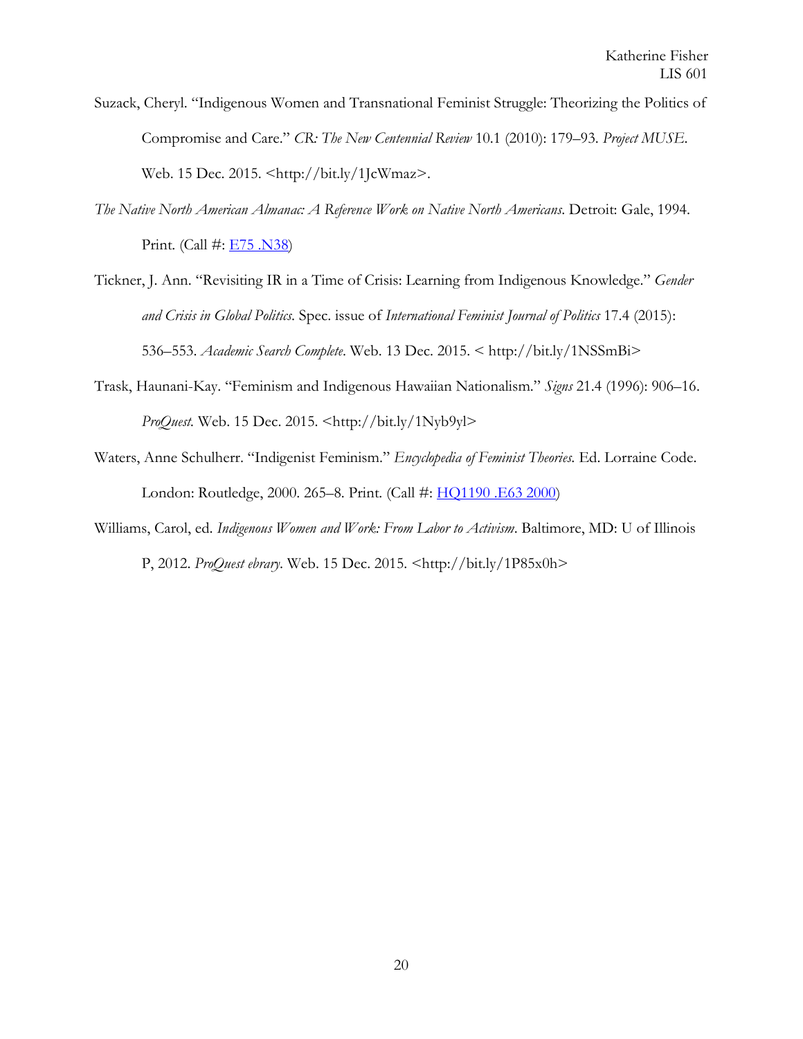Suzack, Cheryl. "Indigenous Women and Transnational Feminist Struggle: Theorizing the Politics of Compromise and Care." *CR: The New Centennial Review* 10.1 (2010): 179–93. *Project MUSE*. Web. 15 Dec. 2015. <http://bit.ly/1JcWmaz>.

*The Native North American Almanac: A Reference Work on Native North Americans*. Detroit: Gale, 1994. Print. (Call #: E75 .N38)

Tickner, J. Ann. "Revisiting IR in a Time of Crisis: Learning from Indigenous Knowledge." *Gender and Crisis in Global Politics*. Spec. issue of *International Feminist Journal of Politics* 17.4 (2015): 536–553. *Academic Search Complete*. Web. 13 Dec. 2015. < http://bit.ly/1NSSmBi>

Trask, Haunani-Kay. "Feminism and Indigenous Hawaiian Nationalism." *Signs* 21.4 (1996): 906–16. *ProQuest*. Web. 15 Dec. 2015. <http://bit.ly/1Nyb9yl>

Waters, Anne Schulherr. "Indigenist Feminism." *Encyclopedia of Feminist Theories*. Ed. Lorraine Code. London: Routledge, 2000. 265–8. Print. (Call #: HQ1190 .E63 2000)

Williams, Carol, ed. *Indigenous Women and Work: From Labor to Activism*. Baltimore, MD: U of Illinois P, 2012. *ProQuest ebrary*. Web. 15 Dec. 2015. <http://bit.ly/1P85x0h>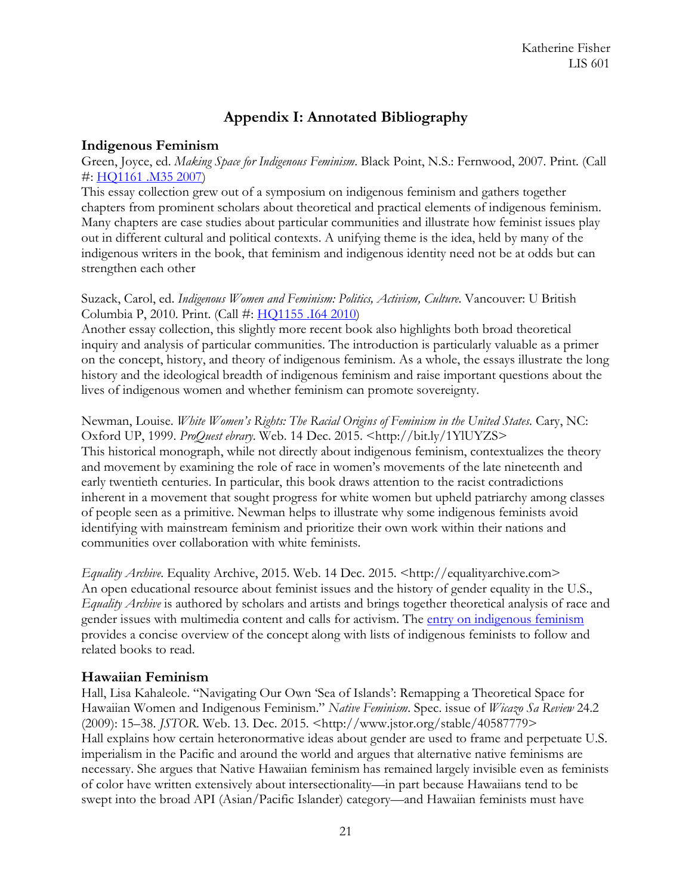# Appendix I: Annotated Bibliography

## Indigenous Feminism

Green, Joyce, ed. *Making Space for Indigenous Feminism*. Black Point, N.S.: Fernwood, 2007. Print. (Call #: HQ1161 .M35 2007)

This essay collection grew out of a symposium on indigenous feminism and gathers together chapters from prominent scholars about theoretical and practical elements of indigenous feminism. Many chapters are case studies about particular communities and illustrate how feminist issues play out in different cultural and political contexts. A unifying theme is the idea, held by many of the indigenous writers in the book, that feminism and indigenous identity need not be at odds but can strengthen each other

Suzack, Carol, ed. *Indigenous Women and Feminism: Politics, Activism, Culture*. Vancouver: U British Columbia P, 2010. Print. (Call #: HQ1155 .I64 2010)

Another essay collection, this slightly more recent book also highlights both broad theoretical inquiry and analysis of particular communities. The introduction is particularly valuable as a primer on the concept, history, and theory of indigenous feminism. As a whole, the essays illustrate the long history and the ideological breadth of indigenous feminism and raise important questions about the lives of indigenous women and whether feminism can promote sovereignty.

Newman, Louise. *White Women's Rights: The Racial Origins of Feminism in the United States*. Cary, NC: Oxford UP, 1999. *ProQuest ebrary*. Web. 14 Dec. 2015. <http://bit.ly/1YlUYZS>

This historical monograph, while not directly about indigenous feminism, contextualizes the theory and movement by examining the role of race in women's movements of the late nineteenth and early twentieth centuries. In particular, this book draws attention to the racist contradictions inherent in a movement that sought progress for white women but upheld patriarchy among classes of people seen as a primitive. Newman helps to illustrate why some indigenous feminists avoid identifying with mainstream feminism and prioritize their own work within their nations and communities over collaboration with white feminists.

*Equality Archive*. Equality Archive, 2015. Web. 14 Dec. 2015. <http://equalityarchive.com>

An open educational resource about feminist issues and the history of gender equality in the U.S., *Equality Archive* is authored by scholars and artists and brings together theoretical analysis of race and gender issues with multimedia content and calls for activism. The entry on indigenous feminism provides a concise overview of the concept along with lists of indigenous feminists to follow and related books to read.

## Hawaiian Feminism

Hall, Lisa Kahaleole. "Navigating Our Own 'Sea of Islands': Remapping a Theoretical Space for Hawaiian Women and Indigenous Feminism." *Native Feminism*. Spec. issue of *Wicazo Sa Review* 24.2 (2009): 15–38. *JSTOR*. Web. 13. Dec. 2015. <http://www.jstor.org/stable/40587779>

Hall explains how certain heteronormative ideas about gender are used to frame and perpetuate U.S. imperialism in the Pacific and around the world and argues that alternative native feminisms are necessary. She argues that Native Hawaiian feminism has remained largely invisible even as feminists of color have written extensively about intersectionality—in part because Hawaiians tend to be swept into the broad API (Asian/Pacific Islander) category—and Hawaiian feminists must have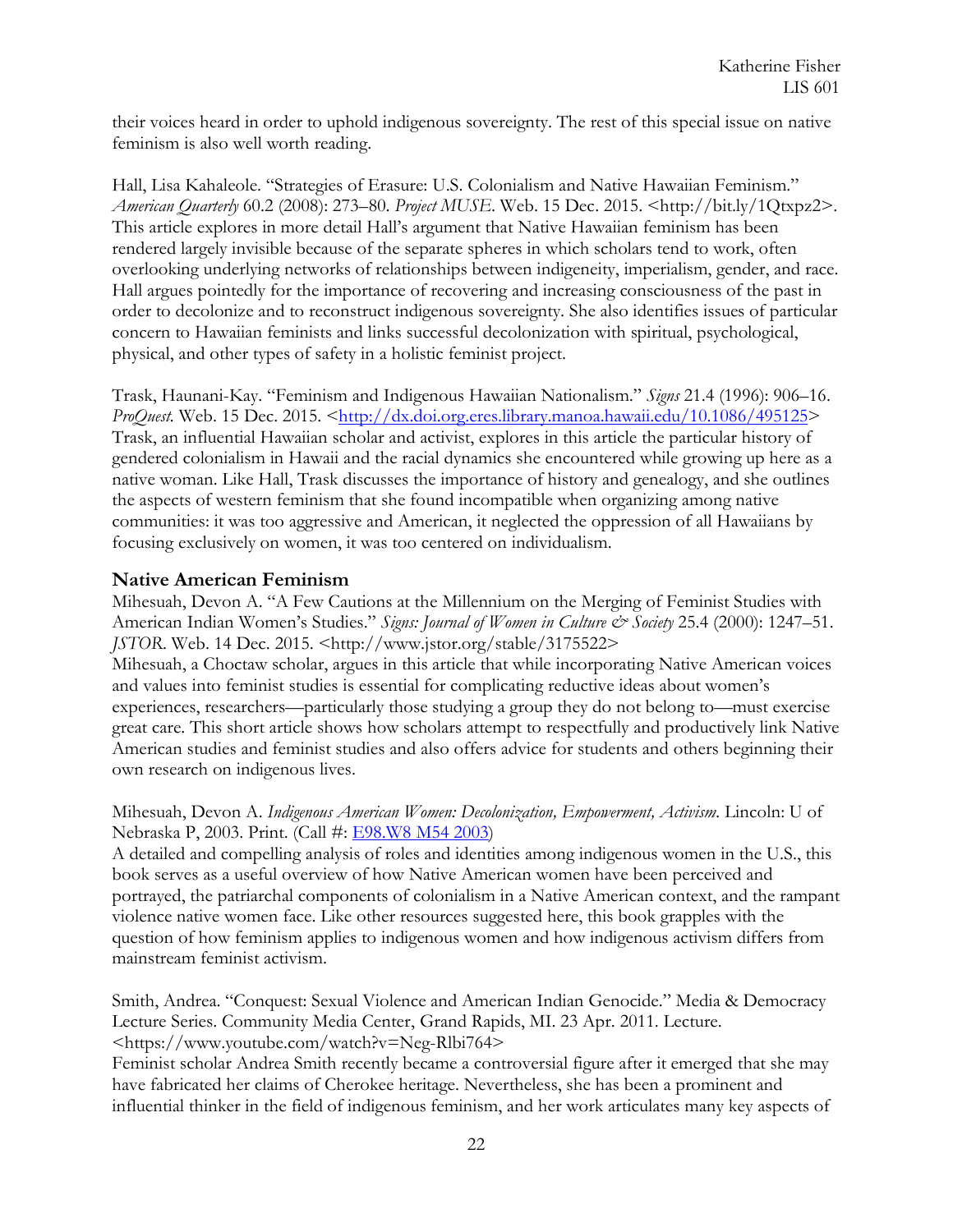their voices heard in order to uphold indigenous sovereignty. The rest of this special issue on native feminism is also well worth reading.

Hall, Lisa Kahaleole. "Strategies of Erasure: U.S. Colonialism and Native Hawaiian Feminism." *American Quarterly* 60.2 (2008): 273–80. *Project MUSE*. Web. 15 Dec. 2015. <http://bit.ly/1Qtxpz2>.
This article explores in more detail Hall's argument that Native Hawaiian feminism has been rendered largely invisible because of the separate spheres in which scholars tend to work, often overlooking underlying networks of relationships between indigeneity, imperialism, gender, and race. Hall argues pointedly for the importance of recovering and increasing consciousness of the past in order to decolonize and to reconstruct indigenous sovereignty. She also identifies issues of particular concern to Hawaiian feminists and links successful decolonization with spiritual, psychological, physical, and other types of safety in a holistic feminist project.

Trask, Haunani-Kay. "Feminism and Indigenous Hawaiian Nationalism." *Signs* 21.4 (1996): 906–16. *ProQuest.* Web. 15 Dec. 2015. <http://dx.doi.org.eres.library.manoa.hawaii.edu/10.1086/495125>
Trask, an influential Hawaiian scholar and activist, explores in this article the particular history of gendered colonialism in Hawaii and the racial dynamics she encountered while growing up here as a native woman. Like Hall, Trask discusses the importance of history and genealogy, and she outlines the aspects of western feminism that she found incompatible when organizing among native communities: it was too aggressive and American, it neglected the oppression of all Hawaiians by focusing exclusively on women, it was too centered on individualism.

## Native American Feminism

Mihesuah, Devon A. "A Few Cautions at the Millennium on the Merging of Feminist Studies with American Indian Women's Studies." *Signs: Journal of Women in Culture & Society* 25.4 (2000): 1247–51. *JSTOR*. Web. 14 Dec. 2015. <http://www.jstor.org/stable/3175522>
Mihesuah, a Choctaw scholar, argues in this article that while incorporating Native American voices and values into feminist studies is essential for complicating reductive ideas about women's experiences, researchers—particularly those studying a group they do not belong to—must exercise great care. This short article shows how scholars attempt to respectfully and productively link Native American studies and feminist studies and also offers advice for students and others beginning their own research on indigenous lives.

Mihesuah, Devon A. *Indigenous American Women: Decolonization, Empowerment, Activism*. Lincoln: U of Nebraska P, 2003. Print. (Call #: E98.W8 M54 2003)
A detailed and compelling analysis of roles and identities among indigenous women in the U.S., this book serves as a useful overview of how Native American women have been perceived and portrayed, the patriarchal components of colonialism in a Native American context, and the rampant violence native women face. Like other resources suggested here, this book grapples with the question of how feminism applies to indigenous women and how indigenous activism differs from mainstream feminist activism.

Smith, Andrea. "Conquest: Sexual Violence and American Indian Genocide." Media & Democracy Lecture Series. Community Media Center, Grand Rapids, MI. 23 Apr. 2011. Lecture. <https://www.youtube.com/watch?v=Neg-Rlbi764>
Feminist scholar Andrea Smith recently became a controversial figure after it emerged that she may have fabricated her claims of Cherokee heritage. Nevertheless, she has been a prominent and influential thinker in the field of indigenous feminism, and her work articulates many key aspects of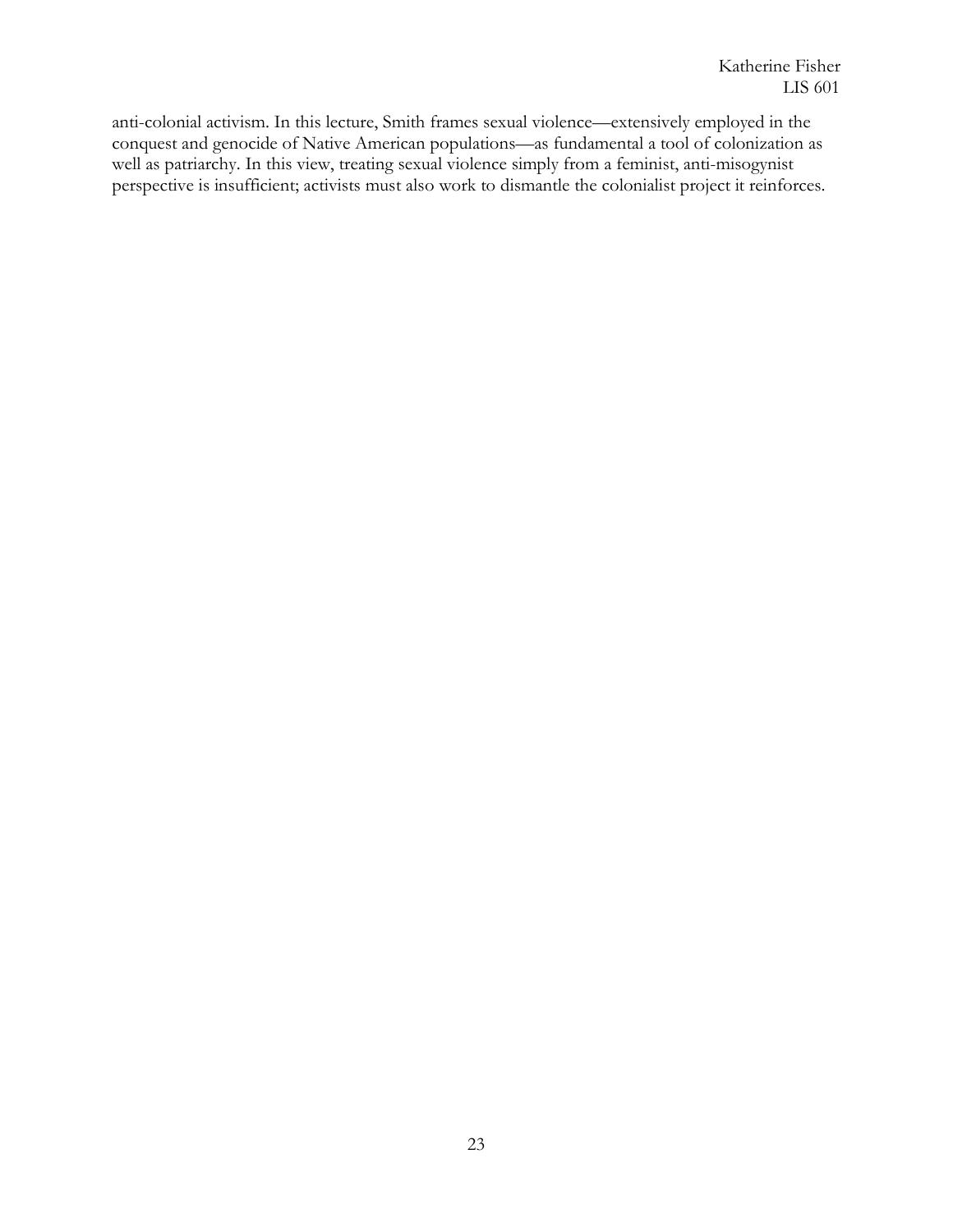anti-colonial activism. In this lecture, Smith frames sexual violence—extensively employed in the conquest and genocide of Native American populations—as fundamental a tool of colonization as well as patriarchy. In this view, treating sexual violence simply from a feminist, anti-misogynist perspective is insufficient; activists must also work to dismantle the colonialist project it reinforces.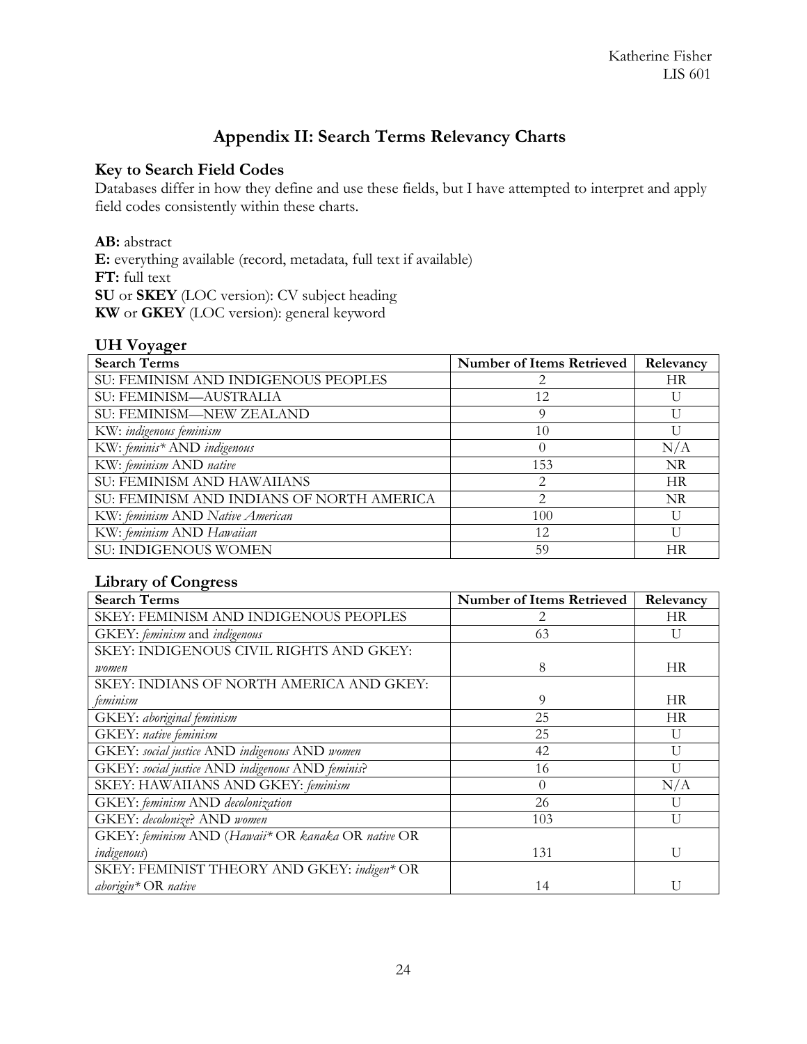# Appendix II: Search Terms Relevancy Charts

## Key to Search Field Codes

Databases differ in how they define and use these fields, but I have attempted to interpret and apply field codes consistently within these charts.

**AB:** abstract
**E:** everything available (record, metadata, full text if available)
**FT:** full text
**SU** or **SKEY** (LOC version): CV subject heading
**KW** or **GKEY** (LOC version): general keyword

## UH Voyager

| Search Terms | Number of Items Retrieved | Relevancy |
|---|---|---|
| SU: FEMINISM AND INDIGENOUS PEOPLES | 2 | HR |
| SU: FEMINISM—AUSTRALIA | 12 | U |
| SU: FEMINISM—NEW ZEALAND | 9 | U |
| KW: *indigenous feminism* | 10 | U |
| KW: *feminis** AND *indigenous* | 0 | N/A |
| KW: *feminism* AND *native* | 153 | NR |
| SU: FEMINISM AND HAWAIIANS | 2 | HR |
| SU: FEMINISM AND INDIANS OF NORTH AMERICA | 2 | NR |
| KW: *feminism* AND *Native American* | 100 | U |
| KW: *feminism* AND *Hawaiian* | 12 | U |
| SU: INDIGENOUS WOMEN | 59 | HR |

## Library of Congress

| Search Terms | Number of Items Retrieved | Relevancy |
|---|---|---|
| SKEY: FEMINISM AND INDIGENOUS PEOPLES | 2 | HR |
| GKEY: *feminism* and *indigenous* | 63 | U |
| SKEY: INDIGENOUS CIVIL RIGHTS AND GKEY: *women* | 8 | HR |
| SKEY: INDIANS OF NORTH AMERICA AND GKEY: *feminism* | 9 | HR |
| GKEY: *aboriginal feminism* | 25 | HR |
| GKEY: *native feminism* | 25 | U |
| GKEY: *social justice* AND *indigenous* AND *women* | 42 | U |
| GKEY: *social justice* AND *indigenous* AND *feminis?* | 16 | U |
| SKEY: HAWAIIANS AND GKEY: *feminism* | 0 | N/A |
| GKEY: *feminism* AND *decolonization* | 26 | U |
| GKEY: *decolonize?* AND *women* | 103 | U |
| GKEY: *feminism* AND (*Hawaii** OR *kanaka* OR *native* OR *indigenous*) | 131 | U |
| SKEY: FEMINIST THEORY AND GKEY: *indigen** OR *aborigin** OR *native* | 14 | U |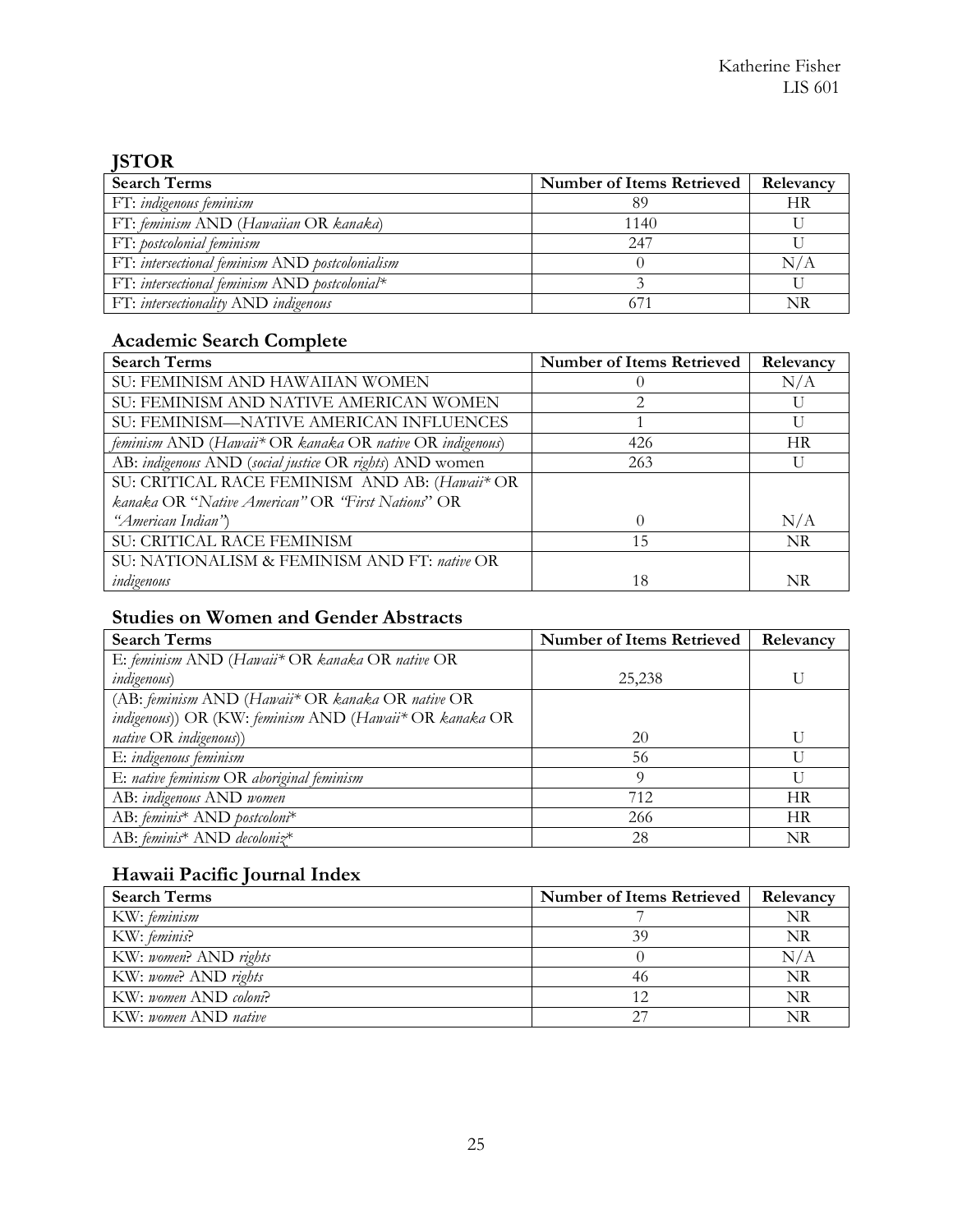## JSTOR

| Search Terms | Number of Items Retrieved | Relevancy |
|---|---|---|
| FT: *indigenous feminism* | 89 | HR |
| FT: *feminism* AND (*Hawaiian* OR *kanaka*) | 1140 | U |
| FT: *postcolonial feminism* | 247 | U |
| FT: *intersectional feminism* AND *postcolonialism* | 0 | N/A |
| FT: *intersectional feminism* AND *postcolonial** | 3 | U |
| FT: *intersectionality* AND *indigenous* | 671 | NR |

## Academic Search Complete

| Search Terms | Number of Items Retrieved | Relevancy |
|---|---|---|
| SU: FEMINISM AND HAWAIIAN WOMEN | 0 | N/A |
| SU: FEMINISM AND NATIVE AMERICAN WOMEN | 2 | U |
| SU: FEMINISM—NATIVE AMERICAN INFLUENCES | 1 | U |
| *feminism* AND (*Hawaii** OR *kanaka* OR *native* OR *indigenous*) | 426 | HR |
| AB: *indigenous* AND (*social justice* OR *rights*) AND women | 263 | U |
| SU: CRITICAL RACE FEMINISM AND AB: (*Hawaii** OR *kanaka* OR "*Native American"* OR *"First Nations*" OR *"American Indian"*) | 0 | N/A |
| SU: CRITICAL RACE FEMINISM | 15 | NR |
| SU: NATIONALISM & FEMINISM AND FT: *native* OR *indigenous* | 18 | NR |

## Studies on Women and Gender Abstracts

| Search Terms | Number of Items Retrieved | Relevancy |
|---|---|---|
| E: *feminism* AND (*Hawaii** OR *kanaka* OR *native* OR *indigenous*) | 25,238 | U |
| (AB: *feminism* AND (*Hawaii** OR *kanaka* OR *native* OR *indigenous*)) OR (KW: *feminism* AND (*Hawaii** OR *kanaka* OR *native* OR *indigenous*)) | 20 | U |
| E: *indigenous feminism* | 56 | U |
| E: *native feminism* OR *aboriginal feminism* | 9 | U |
| AB: *indigenous* AND *women* | 712 | HR |
| AB: *feminis** AND *postcoloni** | 266 | HR |
| AB: *feminis** AND *decoloniz** | 28 | NR |

## Hawaii Pacific Journal Index

| Search Terms | Number of Items Retrieved | Relevancy |
|---|---|---|
| KW: *feminism* | 7 | NR |
| KW: *feminis?* | 39 | NR |
| KW: *women?* AND *rights* | 0 | N/A |
| KW: *wome?* AND *rights* | 46 | NR |
| KW: *women* AND *coloni?* | 12 | NR |
| KW: *women* AND *native* | 27 | NR |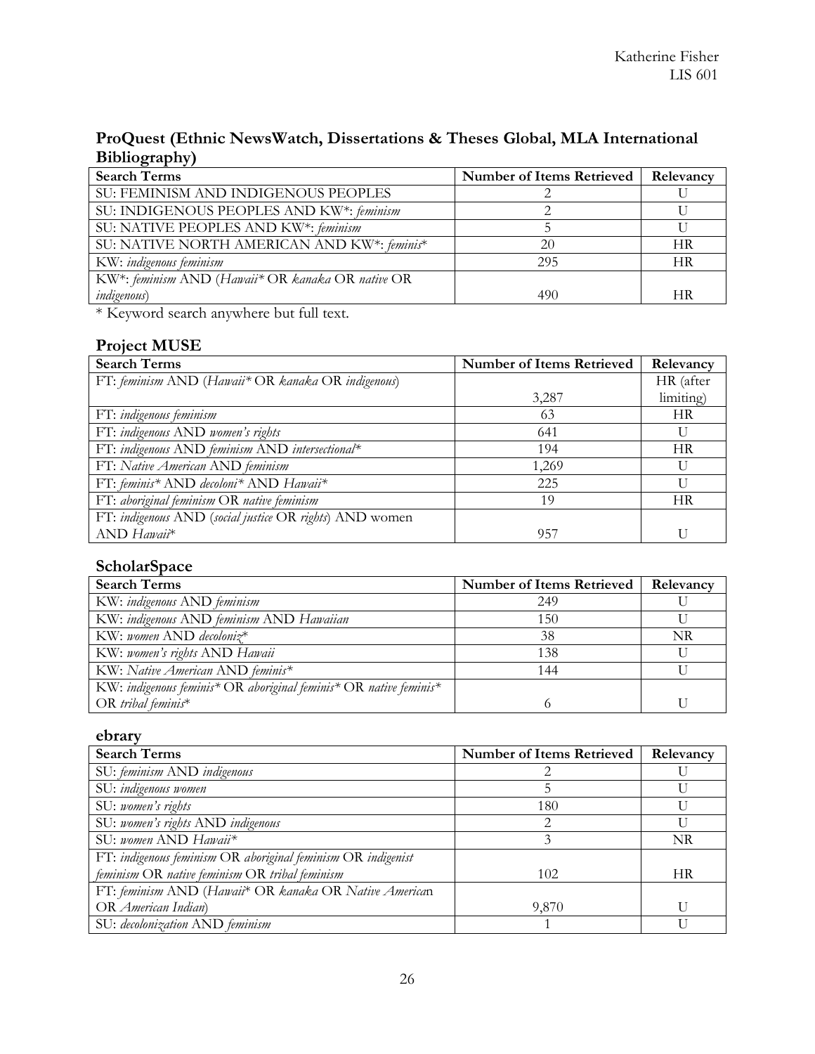### ProQuest (Ethnic NewsWatch, Dissertations & Theses Global, MLA International Bibliography)

| Search Terms | Number of Items Retrieved | Relevancy |
|---|---|---|
| SU: FEMINISM AND INDIGENOUS PEOPLES | 2 | U |
| SU: INDIGENOUS PEOPLES AND KW*: *feminism* | 2 | U |
| SU: NATIVE PEOPLES AND KW*: *feminism* | 5 | U |
| SU: NATIVE NORTH AMERICAN AND KW*: *feminis** | 20 | HR |
| KW: *indigenous feminism* | 295 | HR |
| KW*: *feminism* AND (*Hawaii** OR *kanaka* OR *native* OR *indigenous*) | 490 | HR |

\* Keyword search anywhere but full text.

### Project MUSE

| Search Terms | Number of Items Retrieved | Relevancy |
|---|---|---|
| FT: *feminism* AND (*Hawaii** OR *kanaka* OR *indigenous*) | 3,287 | HR (after limiting) |
| FT: *indigenous feminism* | 63 | HR |
| FT: *indigenous* AND *women's rights* | 641 | U |
| FT: *indigenous* AND *feminism* AND *intersectional** | 194 | HR |
| FT: *Native American* AND *feminism* | 1,269 | U |
| FT: *feminis** AND *decoloni** AND *Hawaii** | 225 | U |
| FT: *aboriginal feminism* OR *native feminism* | 19 | HR |
| FT: *indigenous* AND (*social justice* OR *rights*) AND women AND *Hawaii** | 957 | U |

### ScholarSpace

| Search Terms | Number of Items Retrieved | Relevancy |
|---|---|---|
| KW: *indigenous* AND *feminism* | 249 | U |
| KW: *indigenous* AND *feminism* AND *Hawaiian* | 150 | U |
| KW: *women* AND *decoloniz** | 38 | NR |
| KW: *women's rights* AND *Hawaii* | 138 | U |
| KW: *Native American* AND *feminis** | 144 | U |
| KW: *indigenous feminis** OR *aboriginal feminis** OR *native feminis** OR *tribal feminis** | 6 | U |

### ebrary

| Search Terms | Number of Items Retrieved | Relevancy |
|---|---|---|
| SU: *feminism* AND *indigenous* | 2 | U |
| SU: *indigenous women* | 5 | U |
| SU: *women's rights* | 180 | U |
| SU: *women's rights* AND *indigenous* | 2 | U |
| SU: *women* AND *Hawaii** | 3 | NR |
| FT: *indigenous feminism* OR *aboriginal feminism* OR *indigenist feminism* OR *native feminism* OR *tribal feminism* | 102 | HR |
| FT: *feminism* AND (*Hawaii** OR *kanaka* OR *Native American* OR *American Indian*) | 9,870 | U |
| SU: *decolonization* AND *feminism* | 1 | U |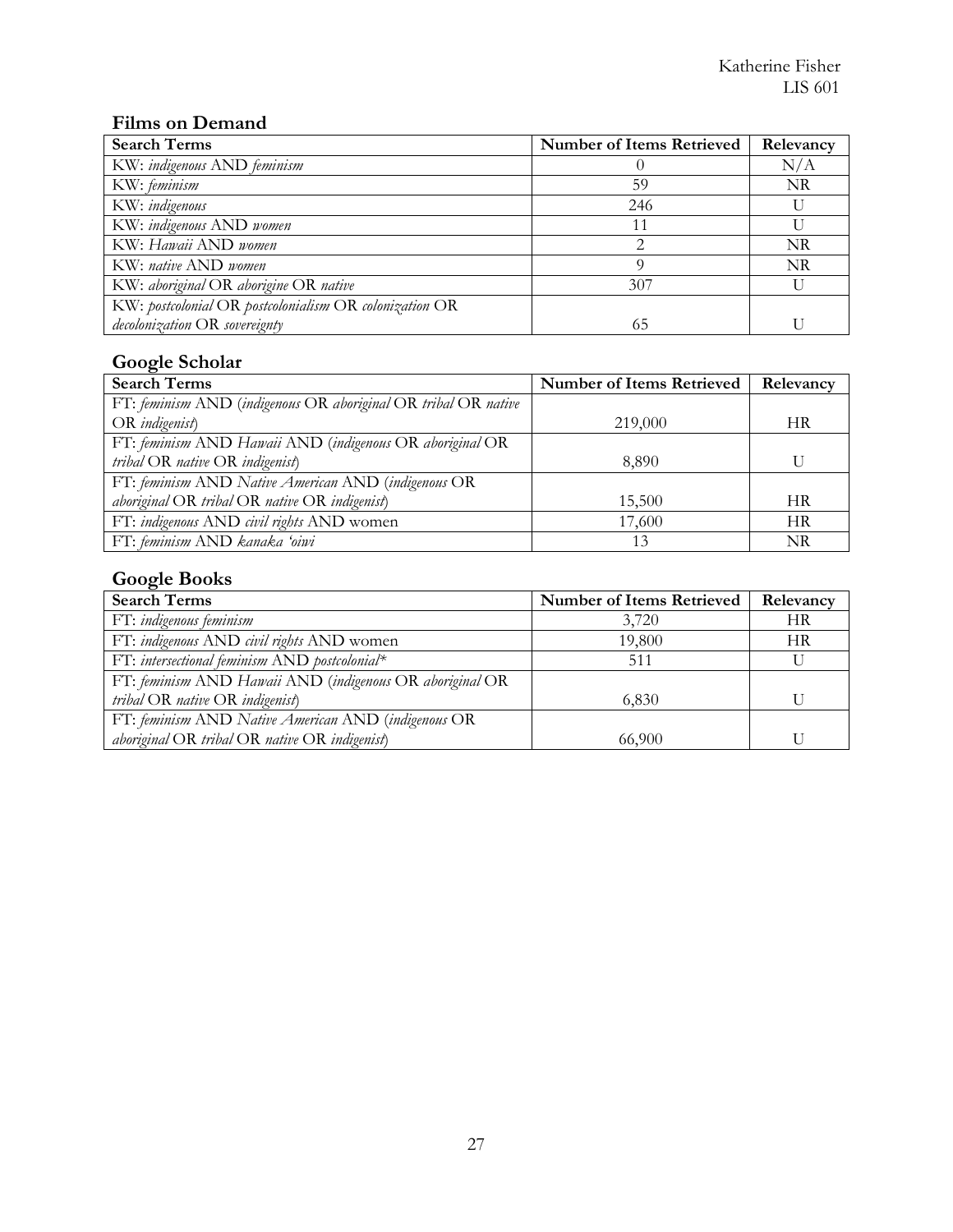### Films on Demand

| Search Terms | Number of Items Retrieved | Relevancy |
| --- | --- | --- |
| KW: *indigenous* AND *feminism* | 0 | N/A |
| KW: *feminism* | 59 | NR |
| KW: *indigenous* | 246 | U |
| KW: *indigenous* AND *women* | 11 | U |
| KW: *Hawaii* AND *women* | 2 | NR |
| KW: *native* AND *women* | 9 | NR |
| KW: *aboriginal* OR *aborigine* OR *native* | 307 | U |
| KW: *postcolonial* OR *postcolonialism* OR *colonization* OR *decolonization* OR *sovereignty* | 65 | U |

### Google Scholar

| Search Terms | Number of Items Retrieved | Relevancy |
| --- | --- | --- |
| FT: *feminism* AND (*indigenous* OR *aboriginal* OR *tribal* OR *native* OR *indigenist*) | 219,000 | HR |
| FT: *feminism* AND *Hawaii* AND (*indigenous* OR *aboriginal* OR *tribal* OR *native* OR *indigenist*) | 8,890 | U |
| FT: *feminism* AND *Native American* AND (*indigenous* OR *aboriginal* OR *tribal* OR *native* OR *indigenist*) | 15,500 | HR |
| FT: *indigenous* AND *civil rights* AND women | 17,600 | HR |
| FT: *feminism* AND *kanaka 'oiwi* | 13 | NR |

### Google Books

| Search Terms | Number of Items Retrieved | Relevancy |
| --- | --- | --- |
| FT: *indigenous feminism* | 3,720 | HR |
| FT: *indigenous* AND *civil rights* AND women | 19,800 | HR |
| FT: *intersectional feminism* AND *postcolonial** | 511 | U |
| FT: *feminism* AND *Hawaii* AND (*indigenous* OR *aboriginal* OR *tribal* OR *native* OR *indigenist*) | 6,830 | U |
| FT: *feminism* AND *Native American* AND (*indigenous* OR *aboriginal* OR *tribal* OR *native* OR *indigenist*) | 66,900 | U |